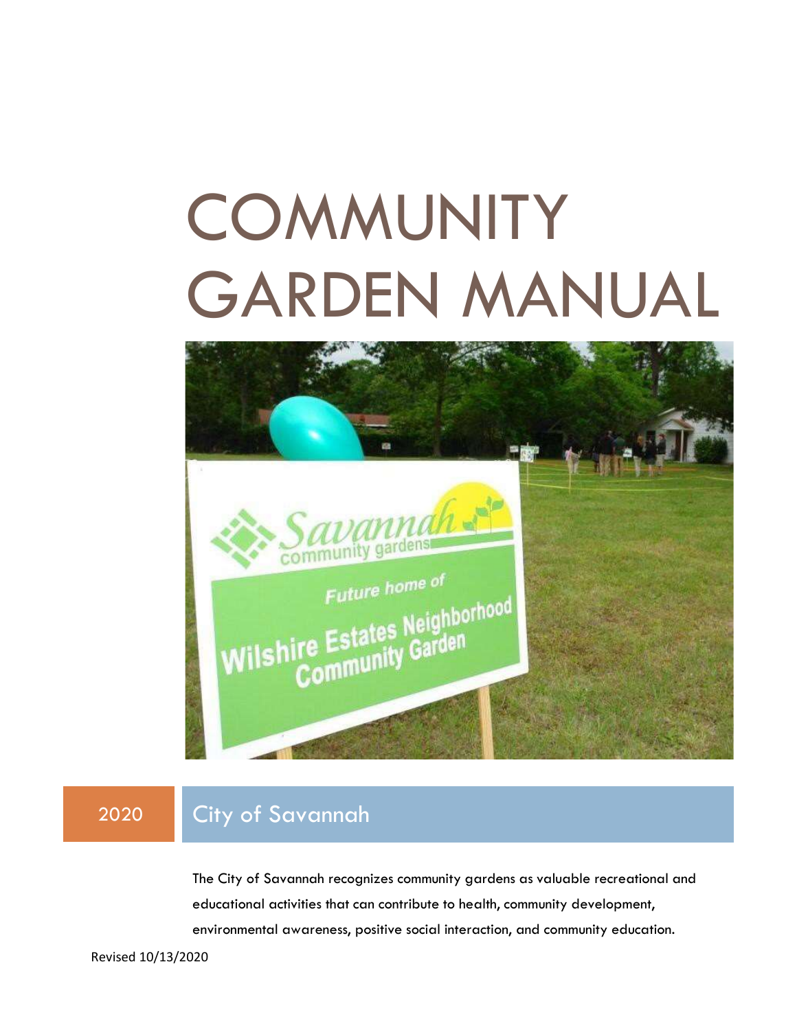# COMMUNITY GARDEN MANUAL

2020

City of Savannah

The City of Savannah recognizes community gardens as valuable recreational and educational activities that can contribute to health, community development, environmental awareness, positive social interaction, and community education.

Revised 10/13/2020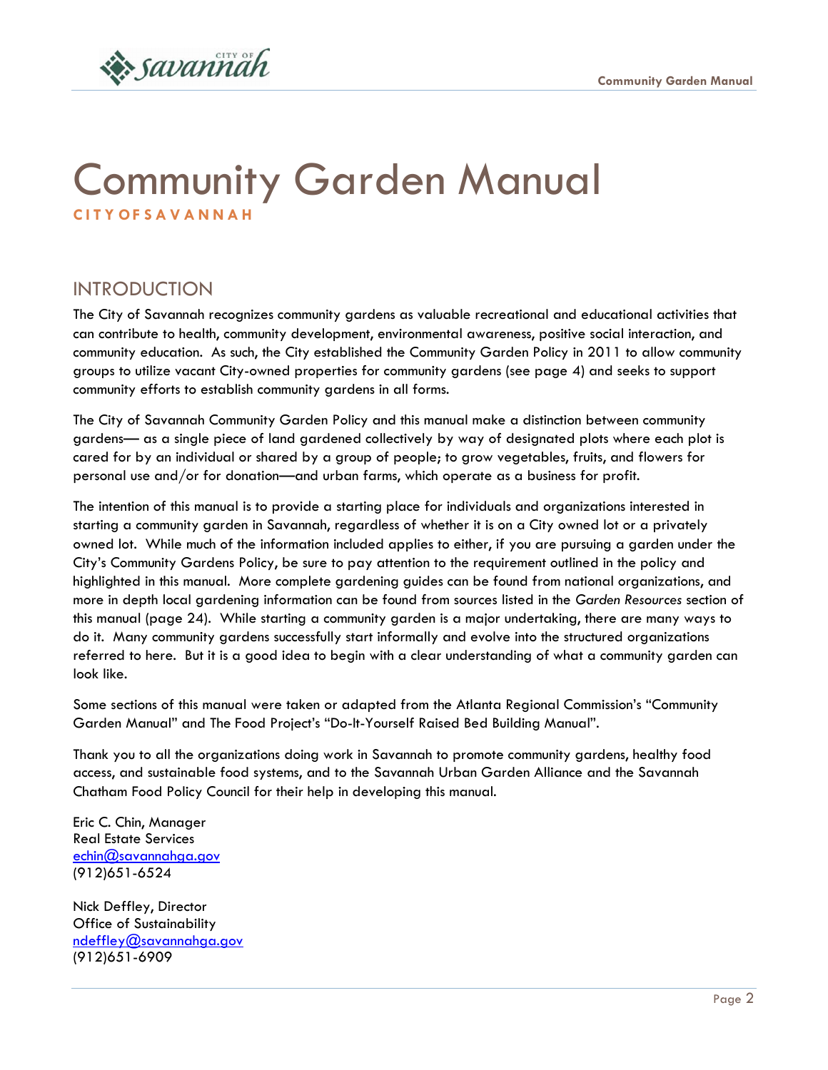# Community Garden Manual

**CITY OF SAVANNAH**

## INTRODUCTION

The City of Savannah recognizes community gardens as valuable recreational and educational activities that can contribute to health, community development, environmental awareness, positive social interaction, and community education. As such, the City established the Community Garden Policy in 2011 to allow community groups to utilize vacant City-owned properties for community gardens (see page 4) and seeks to support community efforts to establish community gardens in all forms.

The City of Savannah Community Garden Policy and this manual make a distinction between community gardens— as a single piece of land gardened collectively by way of designated plots where each plot is cared for by an individual or shared by a group of people; to grow vegetables, fruits, and flowers for personal use and/or for donation—and urban farms, which operate as a business for profit.

The intention of this manual is to provide a starting place for individuals and organizations interested in starting a community garden in Savannah, regardless of whether it is on a City owned lot or a privately owned lot. While much of the information included applies to either, if you are pursuing a garden under the City's Community Gardens Policy, be sure to pay attention to the requirement outlined in the policy and highlighted in this manual. More complete gardening guides can be found from national organizations, and more in depth local gardening information can be found from sources listed in the *Garden Resources* section of this manual (page 24). While starting a community garden is a major undertaking, there are many ways to do it. Many community gardens successfully start informally and evolve into the structured organizations referred to here. But it is a good idea to begin with a clear understanding of what a community garden can look like.

Some sections of this manual were taken or adapted from the Atlanta Regional Commission's "Community Garden Manual" and The Food Project's "Do-It-Yourself Raised Bed Building Manual".

Thank you to all the organizations doing work in Savannah to promote community gardens, healthy food access, and sustainable food systems, and to the Savannah Urban Garden Alliance and the Savannah Chatham Food Policy Council for their help in developing this manual.

Eric C. Chin, Manager
Real Estate Services
echin@savannahga.gov
(912)651-6524

Nick Deffley, Director
Office of Sustainability
ndeffley@savannahga.gov
(912)651-6909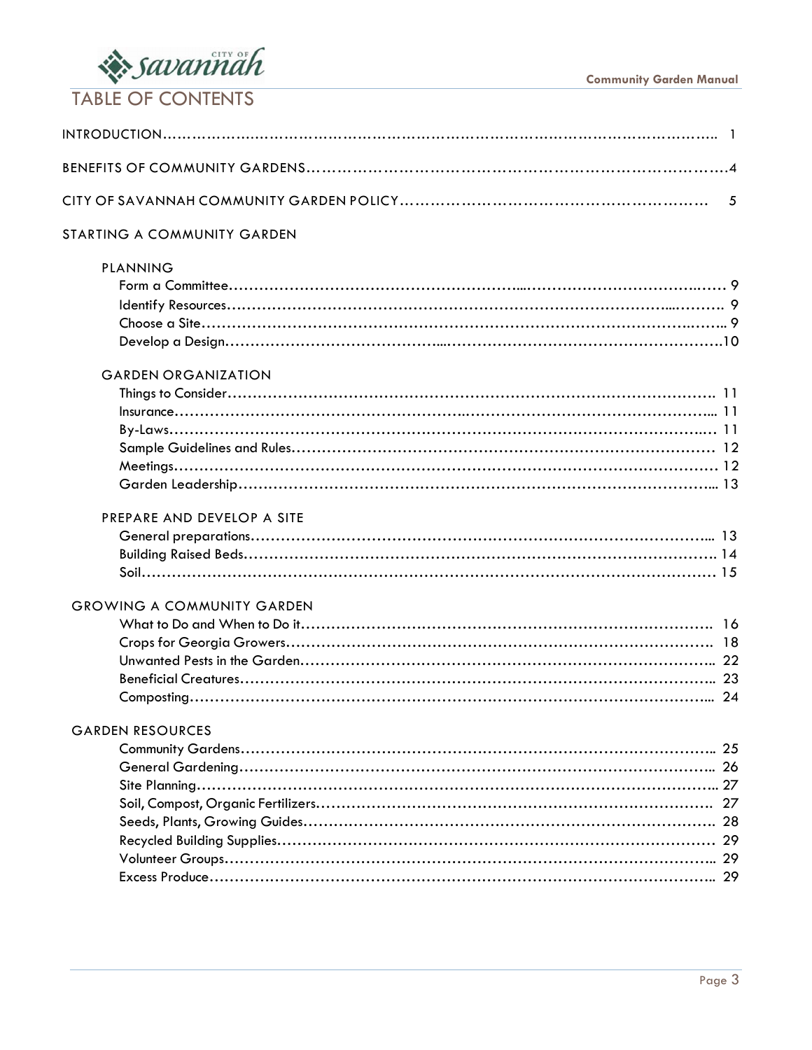# TABLE OF CONTENTS

INTRODUCTION ........................................................................................................ 1

BENEFITS OF COMMUNITY GARDENS ........................................................................ 4

CITY OF SAVANNAH COMMUNITY GARDEN POLICY .................................................. 5

STARTING A COMMUNITY GARDEN

PLANNING

- Form a Committee ........................................................................ 9
- Identify Resources ........................................................................ 9
- Choose a Site ............................................................................... 9
- Develop a Design ........................................................................ 10

GARDEN ORGANIZATION

- Things to Consider ...................................................................... 11
- Insurance .................................................................................... 11
- By-Laws ...................................................................................... 11
- Sample Guidelines and Rules ...................................................... 12
- Meetings ..................................................................................... 12
- Garden Leadership ...................................................................... 13

PREPARE AND DEVELOP A SITE

- General preparations ................................................................... 13
- Building Raised Beds ................................................................... 14
- Soil .............................................................................................. 15

GROWING A COMMUNITY GARDEN

- What to Do and When to Do it ..................................................... 16
- Crops for Georgia Growers .......................................................... 18
- Unwanted Pests in the Garden ..................................................... 22
- Beneficial Creatures .................................................................... 23
- Composting ................................................................................. 24

GARDEN RESOURCES

- Community Gardens .................................................................... 25
- General Gardening ...................................................................... 26
- Site Planning ............................................................................... 27
- Soil, Compost, Organic Fertilizers ................................................ 27
- Seeds, Plants, Growing Guides .................................................... 28
- Recycled Building Supplies .......................................................... 29
- Volunteer Groups ........................................................................ 29
- Excess Produce ........................................................................... 29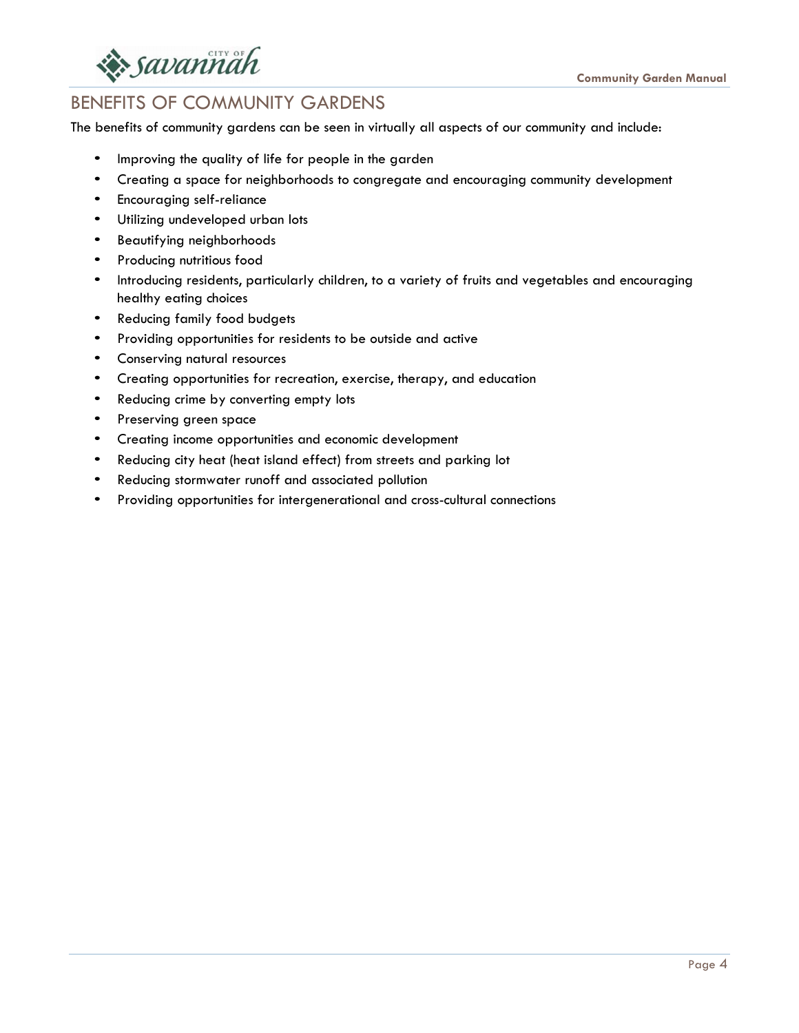## BENEFITS OF COMMUNITY GARDENS

The benefits of community gardens can be seen in virtually all aspects of our community and include:

- Improving the quality of life for people in the garden
- Creating a space for neighborhoods to congregate and encouraging community development
- Encouraging self-reliance
- Utilizing undeveloped urban lots
- Beautifying neighborhoods
- Producing nutritious food
- Introducing residents, particularly children, to a variety of fruits and vegetables and encouraging healthy eating choices
- Reducing family food budgets
- Providing opportunities for residents to be outside and active
- Conserving natural resources
- Creating opportunities for recreation, exercise, therapy, and education
- Reducing crime by converting empty lots
- Preserving green space
- Creating income opportunities and economic development
- Reducing city heat (heat island effect) from streets and parking lot
- Reducing stormwater runoff and associated pollution
- Providing opportunities for intergenerational and cross-cultural connections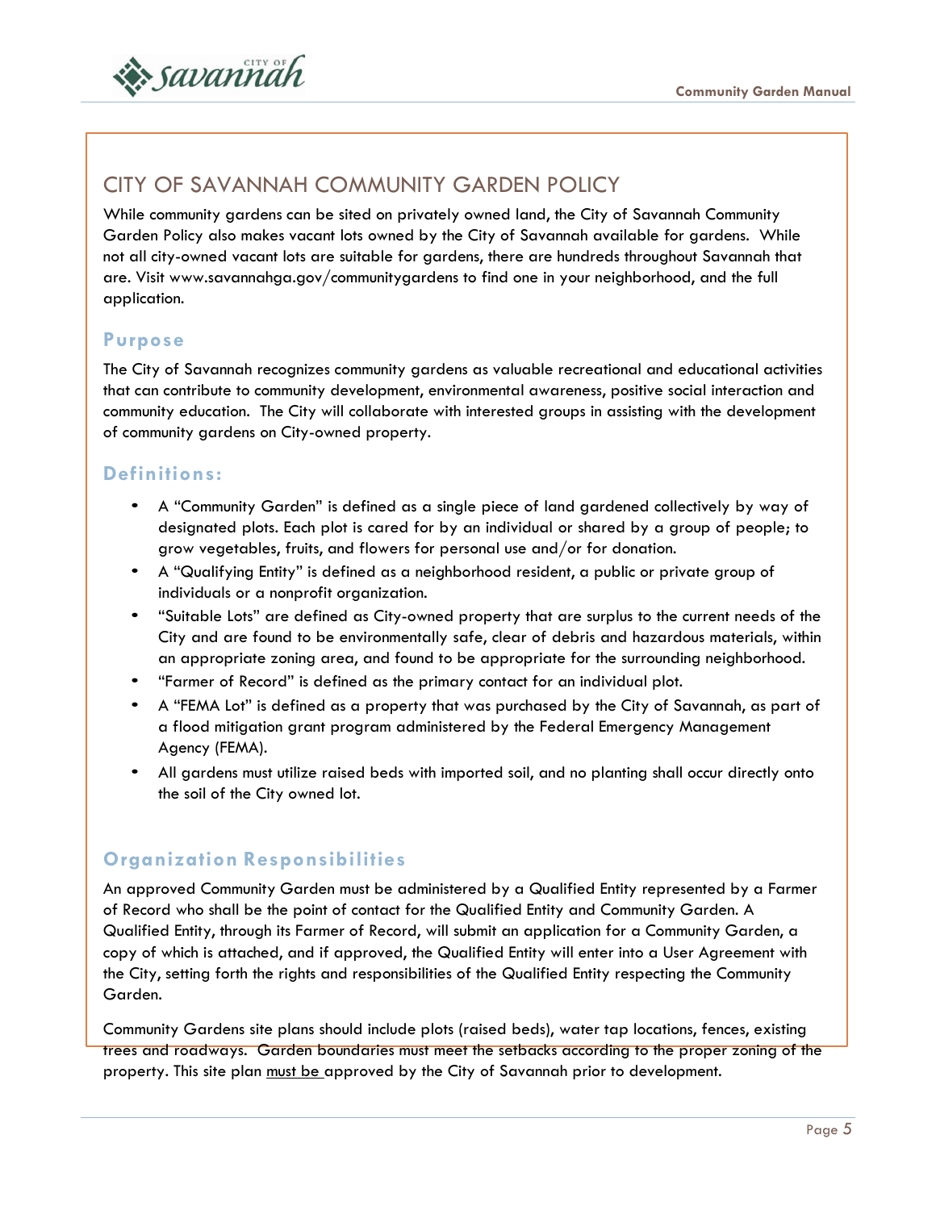# CITY OF SAVANNAH COMMUNITY GARDEN POLICY

While community gardens can be sited on privately owned land, the City of Savannah Community Garden Policy also makes vacant lots owned by the City of Savannah available for gardens. While not all city-owned vacant lots are suitable for gardens, there are hundreds throughout Savannah that are. Visit www.savannahga.gov/communitygardens to find one in your neighborhood, and the full application.

## Purpose

The City of Savannah recognizes community gardens as valuable recreational and educational activities that can contribute to community development, environmental awareness, positive social interaction and community education. The City will collaborate with interested groups in assisting with the development of community gardens on City-owned property.

## Definitions:

- A "Community Garden" is defined as a single piece of land gardened collectively by way of designated plots. Each plot is cared for by an individual or shared by a group of people; to grow vegetables, fruits, and flowers for personal use and/or for donation.
- A "Qualifying Entity" is defined as a neighborhood resident, a public or private group of individuals or a nonprofit organization.
- "Suitable Lots" are defined as City-owned property that are surplus to the current needs of the City and are found to be environmentally safe, clear of debris and hazardous materials, within an appropriate zoning area, and found to be appropriate for the surrounding neighborhood.
- "Farmer of Record" is defined as the primary contact for an individual plot.
- A "FEMA Lot" is defined as a property that was purchased by the City of Savannah, as part of a flood mitigation grant program administered by the Federal Emergency Management Agency (FEMA).
- All gardens must utilize raised beds with imported soil, and no planting shall occur directly onto the soil of the City owned lot.

## Organization Responsibilities

An approved Community Garden must be administered by a Qualified Entity represented by a Farmer of Record who shall be the point of contact for the Qualified Entity and Community Garden. A Qualified Entity, through its Farmer of Record, will submit an application for a Community Garden, a copy of which is attached, and if approved, the Qualified Entity will enter into a User Agreement with the City, setting forth the rights and responsibilities of the Qualified Entity respecting the Community Garden.

Community Gardens site plans should include plots (raised beds), water tap locations, fences, existing trees and roadways. Garden boundaries must meet the setbacks according to the proper zoning of the property. This site plan <u>must be</u> approved by the City of Savannah prior to development.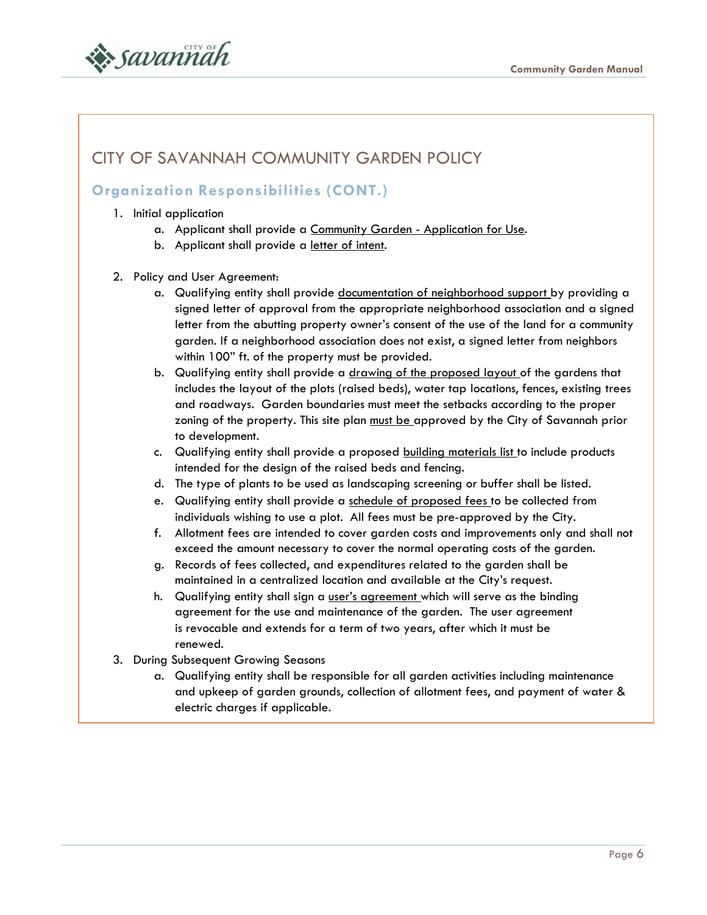# CITY OF SAVANNAH COMMUNITY GARDEN POLICY

## Organization Responsibilities (CONT.)

1. Initial application
   a. Applicant shall provide a Community Garden - Application for Use.
   b. Applicant shall provide a letter of intent.

2. Policy and User Agreement:
   a. Qualifying entity shall provide documentation of neighborhood support by providing a signed letter of approval from the appropriate neighborhood association and a signed letter from the abutting property owner's consent of the use of the land for a community garden. If a neighborhood association does not exist, a signed letter from neighbors within 100" ft. of the property must be provided.
   b. Qualifying entity shall provide a drawing of the proposed layout of the gardens that includes the layout of the plots (raised beds), water tap locations, fences, existing trees and roadways. Garden boundaries must meet the setbacks according to the proper zoning of the property. This site plan must be approved by the City of Savannah prior to development.
   c. Qualifying entity shall provide a proposed building materials list to include products intended for the design of the raised beds and fencing.
   d. The type of plants to be used as landscaping screening or buffer shall be listed.
   e. Qualifying entity shall provide a schedule of proposed fees to be collected from individuals wishing to use a plot. All fees must be pre-approved by the City.
   f. Allotment fees are intended to cover garden costs and improvements only and shall not exceed the amount necessary to cover the normal operating costs of the garden.
   g. Records of fees collected, and expenditures related to the garden shall be maintained in a centralized location and available at the City's request.
   h. Qualifying entity shall sign a user's agreement which will serve as the binding agreement for the use and maintenance of the garden. The user agreement is revocable and extends for a term of two years, after which it must be renewed.

3. During Subsequent Growing Seasons
   a. Qualifying entity shall be responsible for all garden activities including maintenance and upkeep of garden grounds, collection of allotment fees, and payment of water & electric charges if applicable.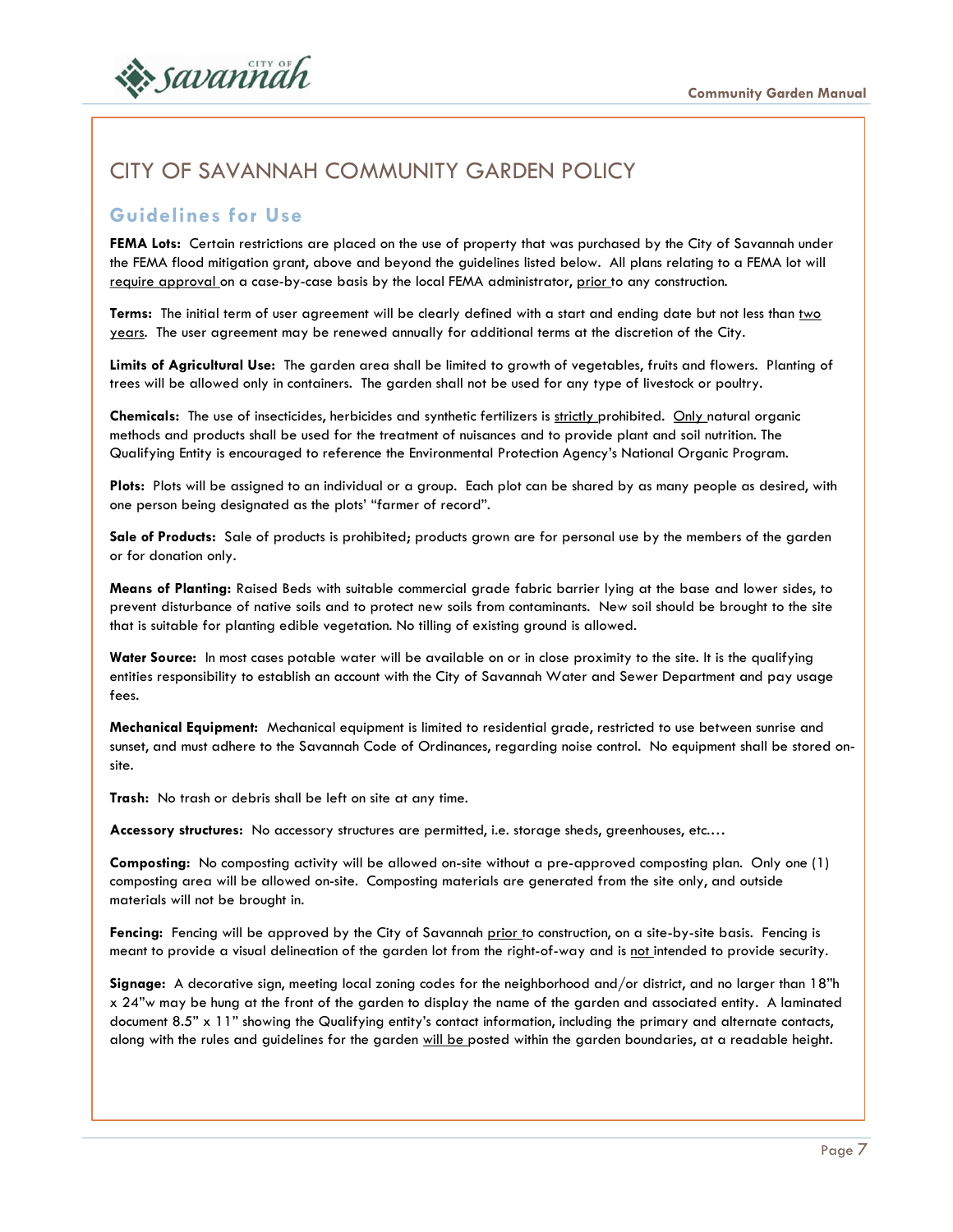# CITY OF SAVANNAH COMMUNITY GARDEN POLICY

## Guidelines for Use

**FEMA Lots:** Certain restrictions are placed on the use of property that was purchased by the City of Savannah under the FEMA flood mitigation grant, above and beyond the guidelines listed below. All plans relating to a FEMA lot will require approval on a case-by-case basis by the local FEMA administrator, prior to any construction.

**Terms:** The initial term of user agreement will be clearly defined with a start and ending date but not less than two years. The user agreement may be renewed annually for additional terms at the discretion of the City.

**Limits of Agricultural Use:** The garden area shall be limited to growth of vegetables, fruits and flowers. Planting of trees will be allowed only in containers. The garden shall not be used for any type of livestock or poultry.

**Chemicals:** The use of insecticides, herbicides and synthetic fertilizers is strictly prohibited. Only natural organic methods and products shall be used for the treatment of nuisances and to provide plant and soil nutrition. The Qualifying Entity is encouraged to reference the Environmental Protection Agency's National Organic Program.

**Plots:** Plots will be assigned to an individual or a group. Each plot can be shared by as many people as desired, with one person being designated as the plots' "farmer of record".

**Sale of Products:** Sale of products is prohibited; products grown are for personal use by the members of the garden or for donation only.

**Means of Planting:** Raised Beds with suitable commercial grade fabric barrier lying at the base and lower sides, to prevent disturbance of native soils and to protect new soils from contaminants. New soil should be brought to the site that is suitable for planting edible vegetation. No tilling of existing ground is allowed.

**Water Source:** In most cases potable water will be available on or in close proximity to the site. It is the qualifying entities responsibility to establish an account with the City of Savannah Water and Sewer Department and pay usage fees.

**Mechanical Equipment:** Mechanical equipment is limited to residential grade, restricted to use between sunrise and sunset, and must adhere to the Savannah Code of Ordinances, regarding noise control. No equipment shall be stored on-site.

**Trash:** No trash or debris shall be left on site at any time.

**Accessory structures:** No accessory structures are permitted, i.e. storage sheds, greenhouses, etc.…

**Composting:** No composting activity will be allowed on-site without a pre-approved composting plan. Only one (1) composting area will be allowed on-site. Composting materials are generated from the site only, and outside materials will not be brought in.

**Fencing:** Fencing will be approved by the City of Savannah prior to construction, on a site-by-site basis. Fencing is meant to provide a visual delineation of the garden lot from the right-of-way and is not intended to provide security.

**Signage:** A decorative sign, meeting local zoning codes for the neighborhood and/or district, and no larger than 18"h x 24"w may be hung at the front of the garden to display the name of the garden and associated entity. A laminated document 8.5" x 11" showing the Qualifying entity's contact information, including the primary and alternate contacts, along with the rules and guidelines for the garden will be posted within the garden boundaries, at a readable height.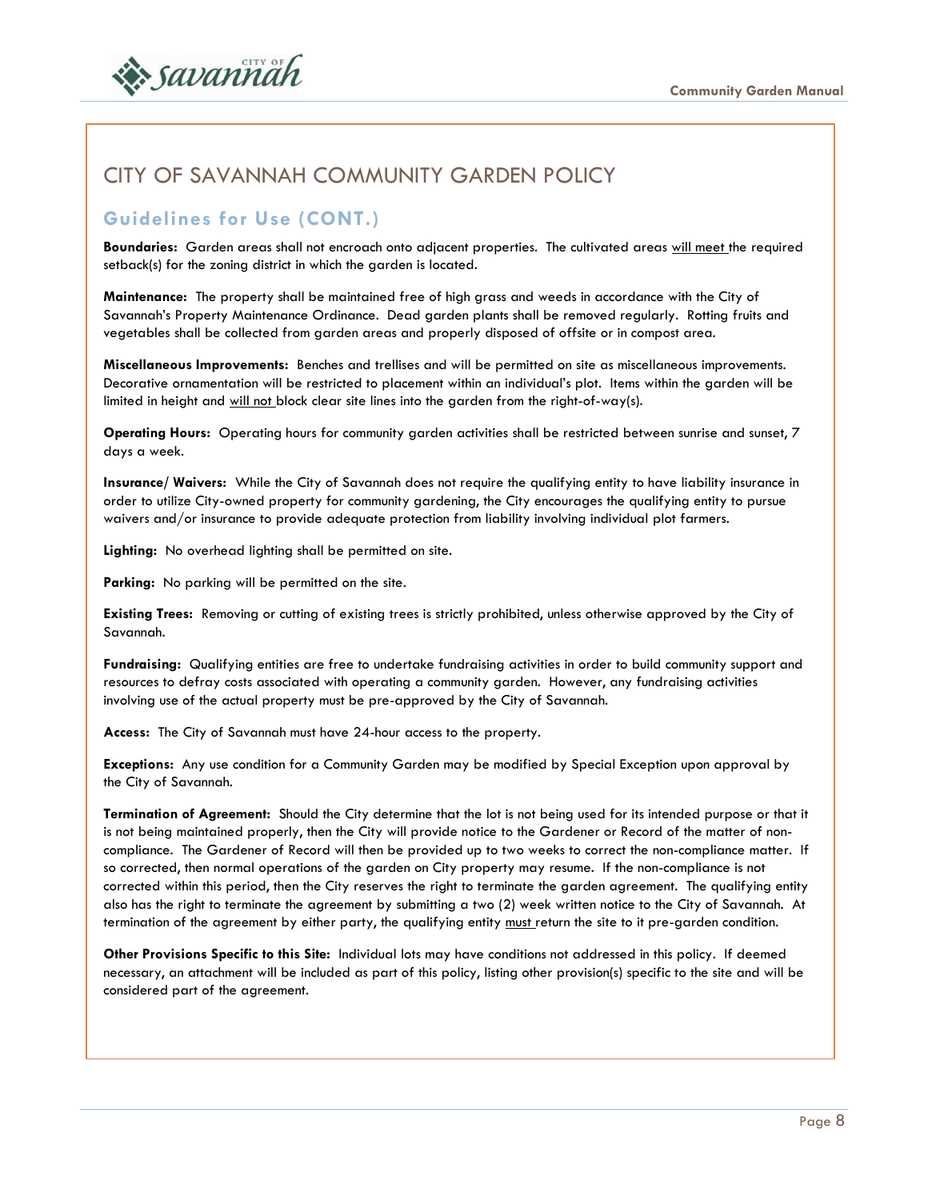# CITY OF SAVANNAH COMMUNITY GARDEN POLICY

## Guidelines for Use (CONT.)

**Boundaries:** Garden areas shall not encroach onto adjacent properties. The cultivated areas will meet the required setback(s) for the zoning district in which the garden is located.

**Maintenance:** The property shall be maintained free of high grass and weeds in accordance with the City of Savannah's Property Maintenance Ordinance. Dead garden plants shall be removed regularly. Rotting fruits and vegetables shall be collected from garden areas and properly disposed of offsite or in compost area.

**Miscellaneous Improvements:** Benches and trellises and will be permitted on site as miscellaneous improvements. Decorative ornamentation will be restricted to placement within an individual's plot. Items within the garden will be limited in height and will not block clear site lines into the garden from the right-of-way(s).

**Operating Hours:** Operating hours for community garden activities shall be restricted between sunrise and sunset, 7 days a week.

**Insurance/ Waivers:** While the City of Savannah does not require the qualifying entity to have liability insurance in order to utilize City-owned property for community gardening, the City encourages the qualifying entity to pursue waivers and/or insurance to provide adequate protection from liability involving individual plot farmers.

**Lighting:** No overhead lighting shall be permitted on site.

**Parking:** No parking will be permitted on the site.

**Existing Trees:** Removing or cutting of existing trees is strictly prohibited, unless otherwise approved by the City of Savannah.

**Fundraising:** Qualifying entities are free to undertake fundraising activities in order to build community support and resources to defray costs associated with operating a community garden. However, any fundraising activities involving use of the actual property must be pre-approved by the City of Savannah.

**Access:** The City of Savannah must have 24-hour access to the property.

**Exceptions:** Any use condition for a Community Garden may be modified by Special Exception upon approval by the City of Savannah.

**Termination of Agreement:** Should the City determine that the lot is not being used for its intended purpose or that it is not being maintained properly, then the City will provide notice to the Gardener or Record of the matter of non-compliance. The Gardener of Record will then be provided up to two weeks to correct the non-compliance matter. If so corrected, then normal operations of the garden on City property may resume. If the non-compliance is not corrected within this period, then the City reserves the right to terminate the garden agreement. The qualifying entity also has the right to terminate the agreement by submitting a two (2) week written notice to the City of Savannah. At termination of the agreement by either party, the qualifying entity must return the site to it pre-garden condition.

**Other Provisions Specific to this Site:** Individual lots may have conditions not addressed in this policy. If deemed necessary, an attachment will be included as part of this policy, listing other provision(s) specific to the site and will be considered part of the agreement.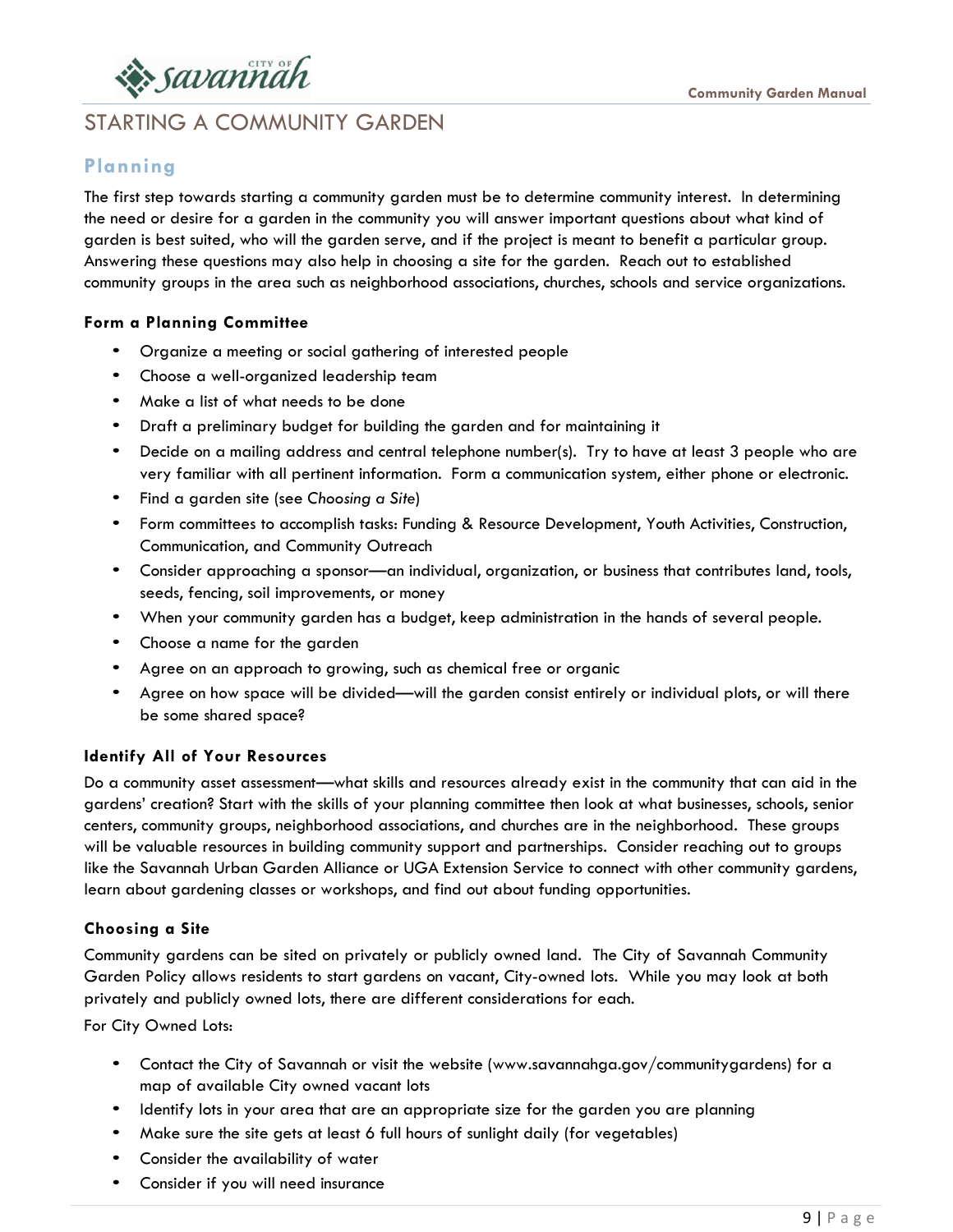# STARTING A COMMUNITY GARDEN

## Planning

The first step towards starting a community garden must be to determine community interest. In determining the need or desire for a garden in the community you will answer important questions about what kind of garden is best suited, who will the garden serve, and if the project is meant to benefit a particular group. Answering these questions may also help in choosing a site for the garden. Reach out to established community groups in the area such as neighborhood associations, churches, schools and service organizations.

### Form a Planning Committee

- Organize a meeting or social gathering of interested people
- Choose a well-organized leadership team
- Make a list of what needs to be done
- Draft a preliminary budget for building the garden and for maintaining it
- Decide on a mailing address and central telephone number(s). Try to have at least 3 people who are very familiar with all pertinent information. Form a communication system, either phone or electronic.
- Find a garden site (see *Choosing a Site*)
- Form committees to accomplish tasks: Funding & Resource Development, Youth Activities, Construction, Communication, and Community Outreach
- Consider approaching a sponsor—an individual, organization, or business that contributes land, tools, seeds, fencing, soil improvements, or money
- When your community garden has a budget, keep administration in the hands of several people.
- Choose a name for the garden
- Agree on an approach to growing, such as chemical free or organic
- Agree on how space will be divided—will the garden consist entirely or individual plots, or will there be some shared space?

### Identify All of Your Resources

Do a community asset assessment—what skills and resources already exist in the community that can aid in the gardens' creation? Start with the skills of your planning committee then look at what businesses, schools, senior centers, community groups, neighborhood associations, and churches are in the neighborhood. These groups will be valuable resources in building community support and partnerships. Consider reaching out to groups like the Savannah Urban Garden Alliance or UGA Extension Service to connect with other community gardens, learn about gardening classes or workshops, and find out about funding opportunities.

### Choosing a Site

Community gardens can be sited on privately or publicly owned land. The City of Savannah Community Garden Policy allows residents to start gardens on vacant, City-owned lots. While you may look at both privately and publicly owned lots, there are different considerations for each.

For City Owned Lots:

- Contact the City of Savannah or visit the website (www.savannahga.gov/communitygardens) for a map of available City owned vacant lots
- Identify lots in your area that are an appropriate size for the garden you are planning
- Make sure the site gets at least 6 full hours of sunlight daily (for vegetables)
- Consider the availability of water
- Consider if you will need insurance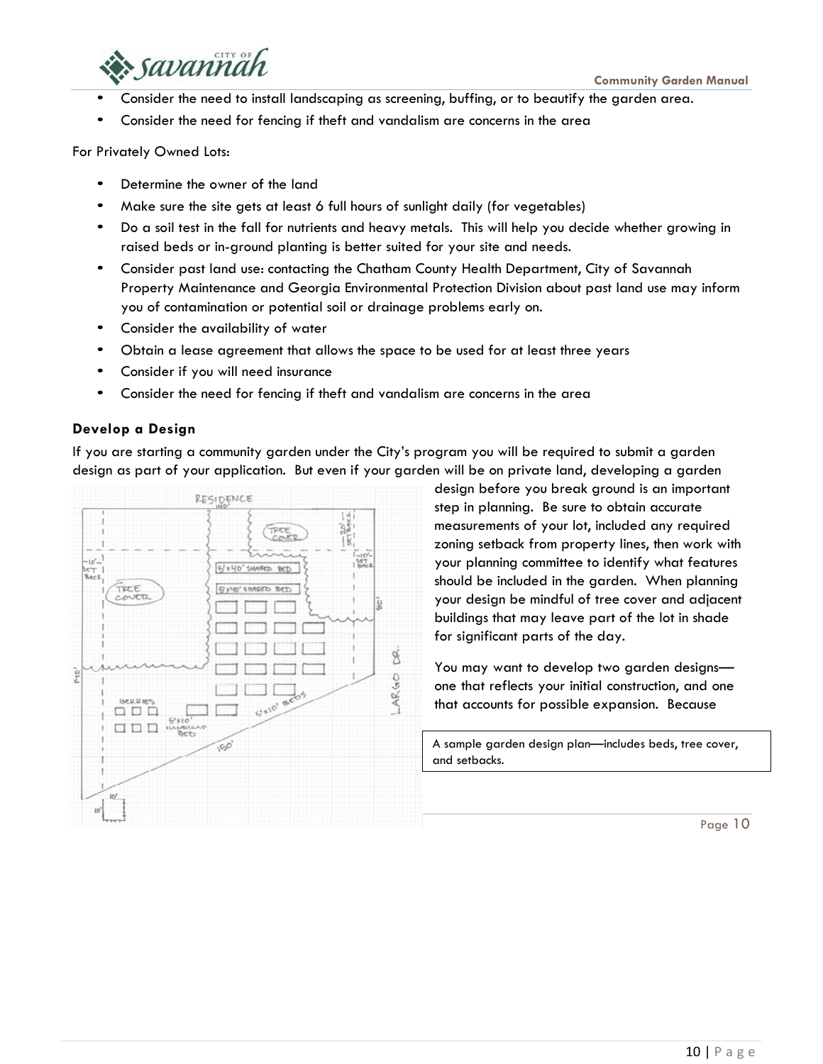- Consider the need to install landscaping as screening, buffing, or to beautify the garden area.
- Consider the need for fencing if theft and vandalism are concerns in the area

For Privately Owned Lots:

- Determine the owner of the land
- Make sure the site gets at least 6 full hours of sunlight daily (for vegetables)
- Do a soil test in the fall for nutrients and heavy metals. This will help you decide whether growing in raised beds or in-ground planting is better suited for your site and needs.
- Consider past land use: contacting the Chatham County Health Department, City of Savannah Property Maintenance and Georgia Environmental Protection Division about past land use may inform you of contamination or potential soil or drainage problems early on.
- Consider the availability of water
- Obtain a lease agreement that allows the space to be used for at least three years
- Consider if you will need insurance
- Consider the need for fencing if theft and vandalism are concerns in the area

### Develop a Design

If you are starting a community garden under the City's program you will be required to submit a garden design as part of your application. But even if your garden will be on private land, developing a garden design before you break ground is an important step in planning. Be sure to obtain accurate measurements of your lot, included any required zoning setback from property lines, then work with your planning committee to identify what features should be included in the garden. When planning your design be mindful of tree cover and adjacent buildings that may leave part of the lot in shade for significant parts of the day.

You may want to develop two garden designs—one that reflects your initial construction, and one that accounts for possible expansion. Because

A sample garden design plan—includes beds, tree cover, and setbacks.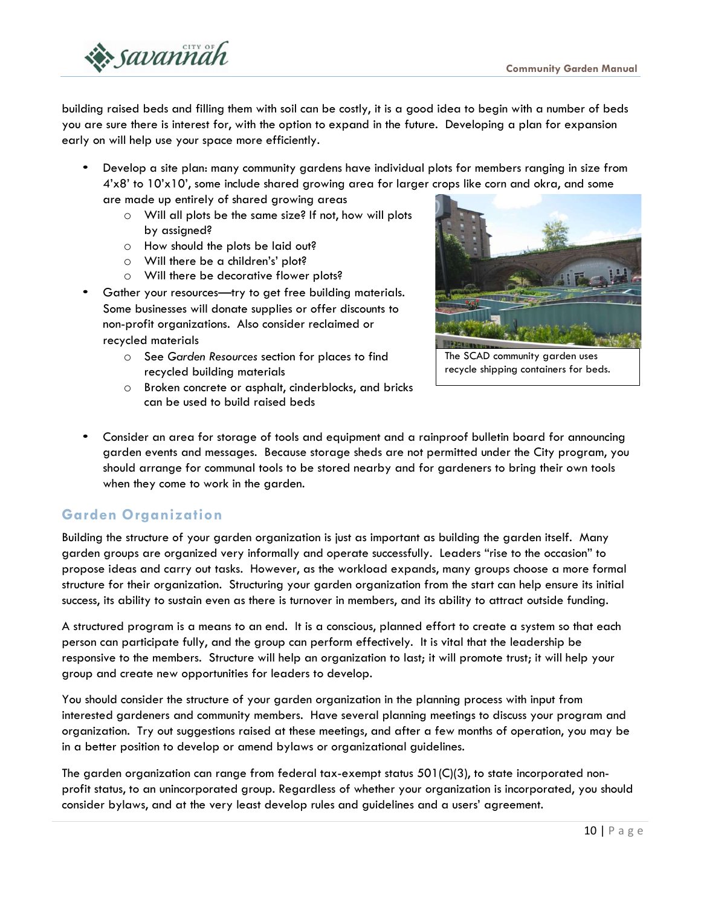building raised beds and filling them with soil can be costly, it is a good idea to begin with a number of beds you are sure there is interest for, with the option to expand in the future. Developing a plan for expansion early on will help use your space more efficiently.

- Develop a site plan: many community gardens have individual plots for members ranging in size from 4'x8' to 10'x10', some include shared growing area for larger crops like corn and okra, and some are made up entirely of shared growing areas
  - Will all plots be the same size? If not, how will plots by assigned?
  - How should the plots be laid out?
  - Will there be a children's' plot?
  - Will there be decorative flower plots?
- Gather your resources—try to get free building materials. Some businesses will donate supplies or offer discounts to non-profit organizations. Also consider reclaimed or recycled materials
  - See *Garden Resources* section for places to find recycled building materials
  - Broken concrete or asphalt, cinderblocks, and bricks can be used to build raised beds

The SCAD community garden uses recycle shipping containers for beds.

- Consider an area for storage of tools and equipment and a rainproof bulletin board for announcing garden events and messages. Because storage sheds are not permitted under the City program, you should arrange for communal tools to be stored nearby and for gardeners to bring their own tools when they come to work in the garden.

## Garden Organization

Building the structure of your garden organization is just as important as building the garden itself. Many garden groups are organized very informally and operate successfully. Leaders "rise to the occasion" to propose ideas and carry out tasks. However, as the workload expands, many groups choose a more formal structure for their organization. Structuring your garden organization from the start can help ensure its initial success, its ability to sustain even as there is turnover in members, and its ability to attract outside funding.

A structured program is a means to an end. It is a conscious, planned effort to create a system so that each person can participate fully, and the group can perform effectively. It is vital that the leadership be responsive to the members. Structure will help an organization to last; it will promote trust; it will help your group and create new opportunities for leaders to develop.

You should consider the structure of your garden organization in the planning process with input from interested gardeners and community members. Have several planning meetings to discuss your program and organization. Try out suggestions raised at these meetings, and after a few months of operation, you may be in a better position to develop or amend bylaws or organizational guidelines.

The garden organization can range from federal tax-exempt status 501(C)(3), to state incorporated non-profit status, to an unincorporated group. Regardless of whether your organization is incorporated, you should consider bylaws, and at the very least develop rules and guidelines and a users' agreement.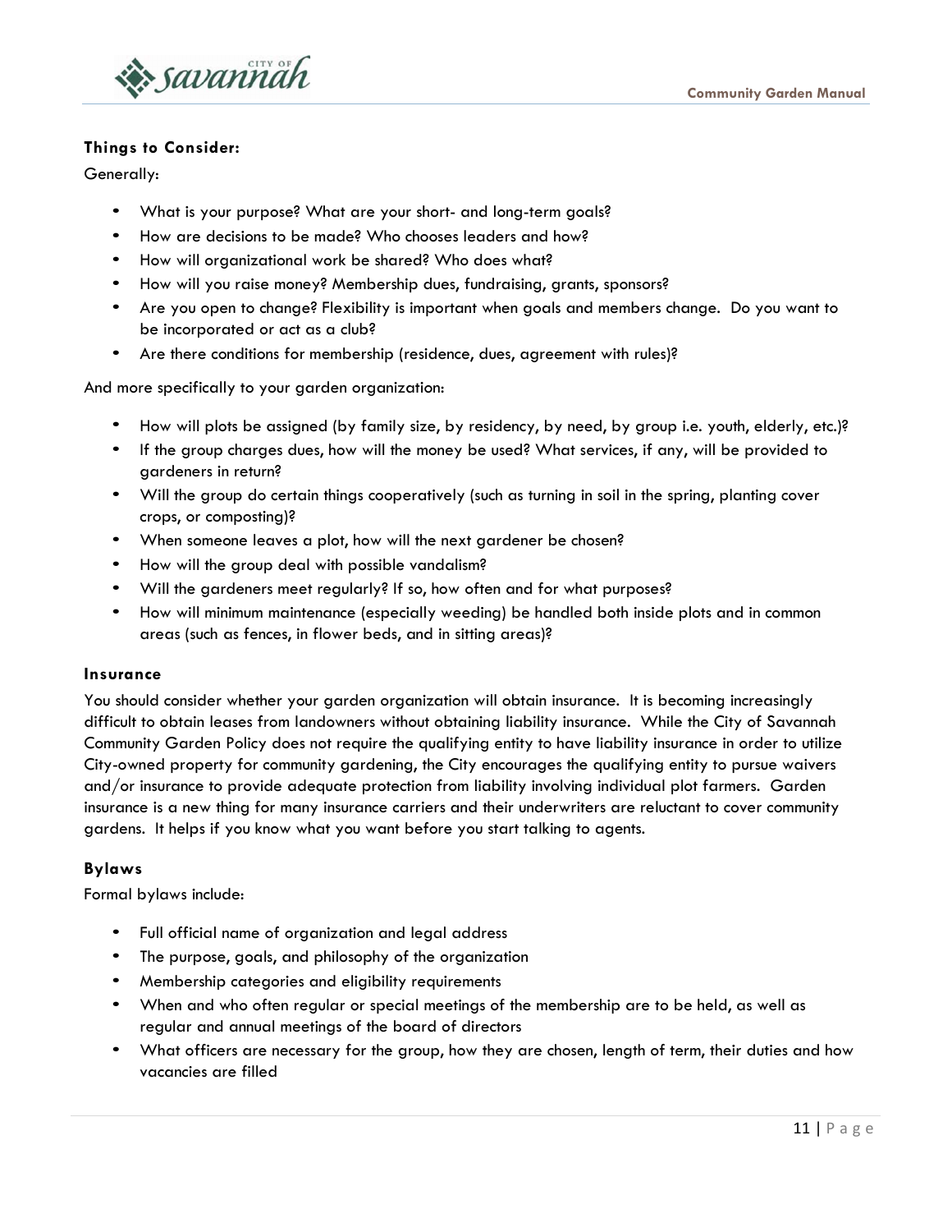**Things to Consider:**

Generally:

- What is your purpose? What are your short- and long-term goals?
- How are decisions to be made? Who chooses leaders and how?
- How will organizational work be shared? Who does what?
- How will you raise money? Membership dues, fundraising, grants, sponsors?
- Are you open to change? Flexibility is important when goals and members change. Do you want to be incorporated or act as a club?
- Are there conditions for membership (residence, dues, agreement with rules)?

And more specifically to your garden organization:

- How will plots be assigned (by family size, by residency, by need, by group i.e. youth, elderly, etc.)?
- If the group charges dues, how will the money be used? What services, if any, will be provided to gardeners in return?
- Will the group do certain things cooperatively (such as turning in soil in the spring, planting cover crops, or composting)?
- When someone leaves a plot, how will the next gardener be chosen?
- How will the group deal with possible vandalism?
- Will the gardeners meet regularly? If so, how often and for what purposes?
- How will minimum maintenance (especially weeding) be handled both inside plots and in common areas (such as fences, in flower beds, and in sitting areas)?

### Insurance

You should consider whether your garden organization will obtain insurance. It is becoming increasingly difficult to obtain leases from landowners without obtaining liability insurance. While the City of Savannah Community Garden Policy does not require the qualifying entity to have liability insurance in order to utilize City-owned property for community gardening, the City encourages the qualifying entity to pursue waivers and/or insurance to provide adequate protection from liability involving individual plot farmers. Garden insurance is a new thing for many insurance carriers and their underwriters are reluctant to cover community gardens. It helps if you know what you want before you start talking to agents.

### Bylaws

Formal bylaws include:

- Full official name of organization and legal address
- The purpose, goals, and philosophy of the organization
- Membership categories and eligibility requirements
- When and who often regular or special meetings of the membership are to be held, as well as regular and annual meetings of the board of directors
- What officers are necessary for the group, how they are chosen, length of term, their duties and how vacancies are filled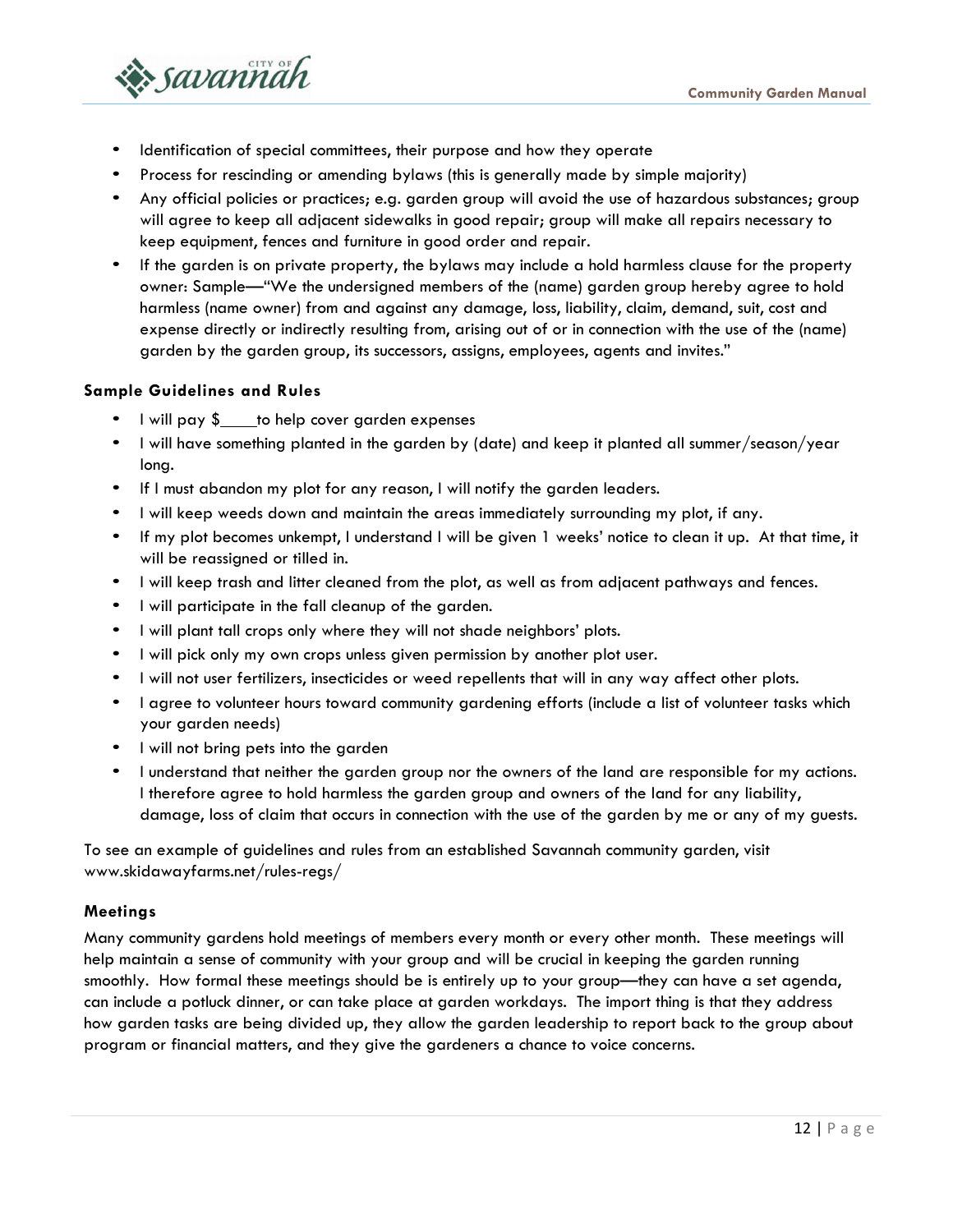- Identification of special committees, their purpose and how they operate
- Process for rescinding or amending bylaws (this is generally made by simple majority)
- Any official policies or practices; e.g. garden group will avoid the use of hazardous substances; group will agree to keep all adjacent sidewalks in good repair; group will make all repairs necessary to keep equipment, fences and furniture in good order and repair.
- If the garden is on private property, the bylaws may include a hold harmless clause for the property owner: Sample—"We the undersigned members of the (name) garden group hereby agree to hold harmless (name owner) from and against any damage, loss, liability, claim, demand, suit, cost and expense directly or indirectly resulting from, arising out of or in connection with the use of the (name) garden by the garden group, its successors, assigns, employees, agents and invites."

### Sample Guidelines and Rules

- I will pay $____to help cover garden expenses
- I will have something planted in the garden by (date) and keep it planted all summer/season/year long.
- If I must abandon my plot for any reason, I will notify the garden leaders.
- I will keep weeds down and maintain the areas immediately surrounding my plot, if any.
- If my plot becomes unkempt, I understand I will be given 1 weeks' notice to clean it up. At that time, it will be reassigned or tilled in.
- I will keep trash and litter cleaned from the plot, as well as from adjacent pathways and fences.
- I will participate in the fall cleanup of the garden.
- I will plant tall crops only where they will not shade neighbors' plots.
- I will pick only my own crops unless given permission by another plot user.
- I will not user fertilizers, insecticides or weed repellents that will in any way affect other plots.
- I agree to volunteer hours toward community gardening efforts (include a list of volunteer tasks which your garden needs)
- I will not bring pets into the garden
- I understand that neither the garden group nor the owners of the land are responsible for my actions. I therefore agree to hold harmless the garden group and owners of the land for any liability, damage, loss of claim that occurs in connection with the use of the garden by me or any of my guests.

To see an example of guidelines and rules from an established Savannah community garden, visit www.skidawayfarms.net/rules-regs/

### Meetings

Many community gardens hold meetings of members every month or every other month. These meetings will help maintain a sense of community with your group and will be crucial in keeping the garden running smoothly. How formal these meetings should be is entirely up to your group—they can have a set agenda, can include a potluck dinner, or can take place at garden workdays. The import thing is that they address how garden tasks are being divided up, they allow the garden leadership to report back to the group about program or financial matters, and they give the gardeners a chance to voice concerns.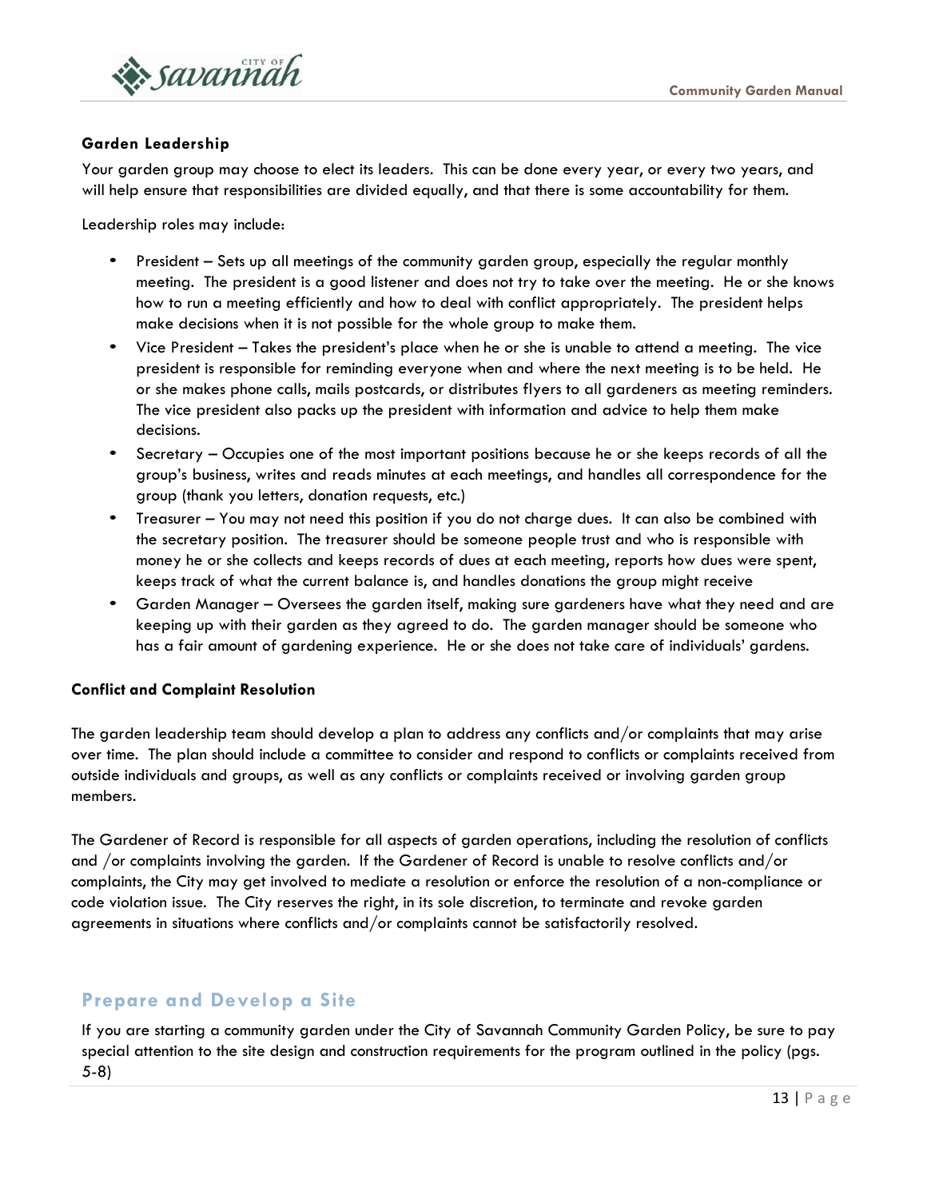### Garden Leadership

Your garden group may choose to elect its leaders. This can be done every year, or every two years, and will help ensure that responsibilities are divided equally, and that there is some accountability for them.

Leadership roles may include:

- President – Sets up all meetings of the community garden group, especially the regular monthly meeting. The president is a good listener and does not try to take over the meeting. He or she knows how to run a meeting efficiently and how to deal with conflict appropriately. The president helps make decisions when it is not possible for the whole group to make them.
- Vice President – Takes the president's place when he or she is unable to attend a meeting. The vice president is responsible for reminding everyone when and where the next meeting is to be held. He or she makes phone calls, mails postcards, or distributes flyers to all gardeners as meeting reminders. The vice president also packs up the president with information and advice to help them make decisions.
- Secretary – Occupies one of the most important positions because he or she keeps records of all the group's business, writes and reads minutes at each meetings, and handles all correspondence for the group (thank you letters, donation requests, etc.)
- Treasurer – You may not need this position if you do not charge dues. It can also be combined with the secretary position. The treasurer should be someone people trust and who is responsible with money he or she collects and keeps records of dues at each meeting, reports how dues were spent, keeps track of what the current balance is, and handles donations the group might receive
- Garden Manager – Oversees the garden itself, making sure gardeners have what they need and are keeping up with their garden as they agreed to do. The garden manager should be someone who has a fair amount of gardening experience. He or she does not take care of individuals' gardens.

### Conflict and Complaint Resolution

The garden leadership team should develop a plan to address any conflicts and/or complaints that may arise over time. The plan should include a committee to consider and respond to conflicts or complaints received from outside individuals and groups, as well as any conflicts or complaints received or involving garden group members.

The Gardener of Record is responsible for all aspects of garden operations, including the resolution of conflicts and /or complaints involving the garden. If the Gardener of Record is unable to resolve conflicts and/or complaints, the City may get involved to mediate a resolution or enforce the resolution of a non-compliance or code violation issue. The City reserves the right, in its sole discretion, to terminate and revoke garden agreements in situations where conflicts and/or complaints cannot be satisfactorily resolved.

## Prepare and Develop a Site

If you are starting a community garden under the City of Savannah Community Garden Policy, be sure to pay special attention to the site design and construction requirements for the program outlined in the policy (pgs. 5-8)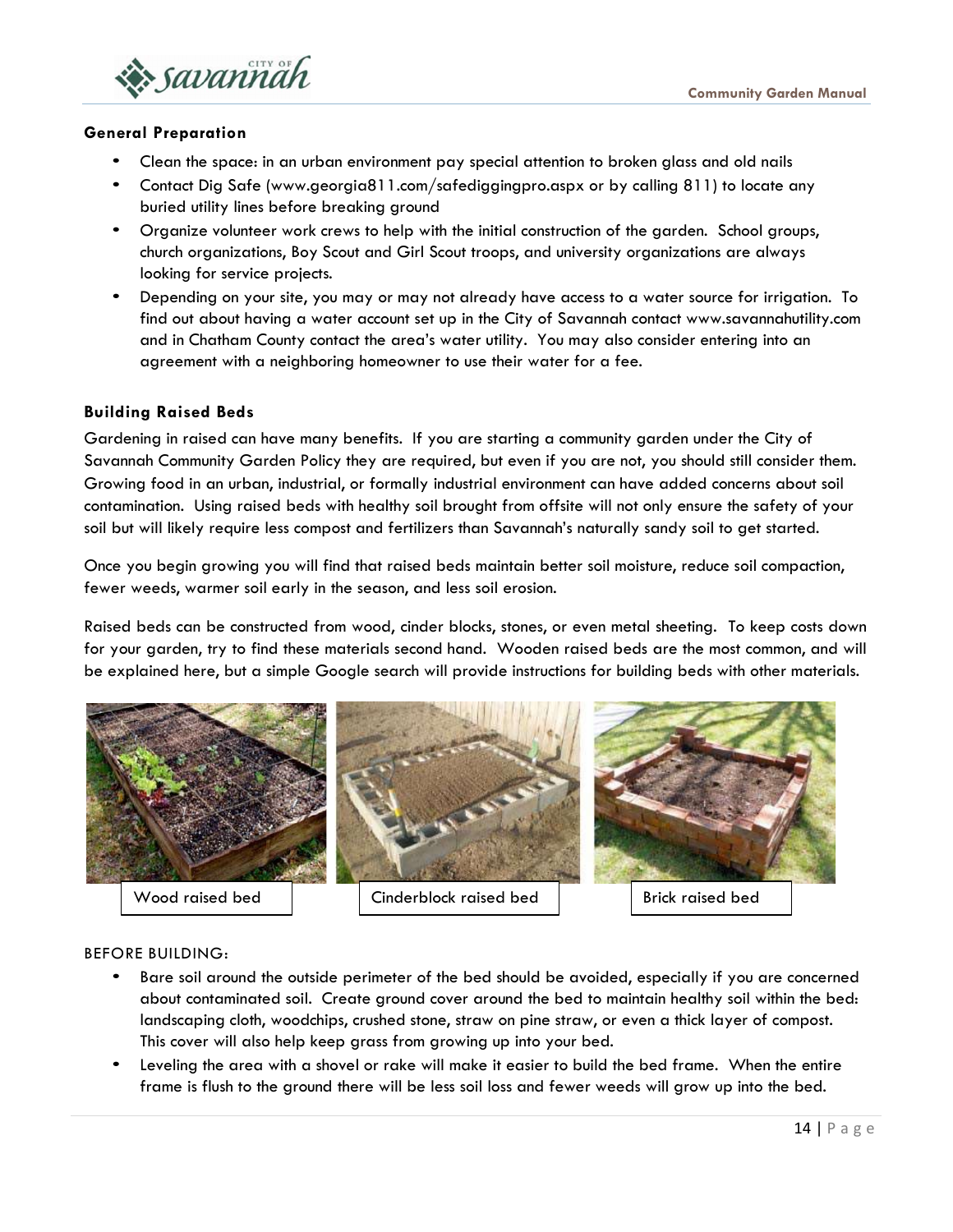### General Preparation

- Clean the space: in an urban environment pay special attention to broken glass and old nails
- Contact Dig Safe (www.georgia811.com/safediggingpro.aspx or by calling 811) to locate any buried utility lines before breaking ground
- Organize volunteer work crews to help with the initial construction of the garden. School groups, church organizations, Boy Scout and Girl Scout troops, and university organizations are always looking for service projects.
- Depending on your site, you may or may not already have access to a water source for irrigation. To find out about having a water account set up in the City of Savannah contact www.savannahutility.com and in Chatham County contact the area's water utility. You may also consider entering into an agreement with a neighboring homeowner to use their water for a fee.

### Building Raised Beds

Gardening in raised can have many benefits. If you are starting a community garden under the City of Savannah Community Garden Policy they are required, but even if you are not, you should still consider them. Growing food in an urban, industrial, or formally industrial environment can have added concerns about soil contamination. Using raised beds with healthy soil brought from offsite will not only ensure the safety of your soil but will likely require less compost and fertilizers than Savannah's naturally sandy soil to get started.

Once you begin growing you will find that raised beds maintain better soil moisture, reduce soil compaction, fewer weeds, warmer soil early in the season, and less soil erosion.

Raised beds can be constructed from wood, cinder blocks, stones, or even metal sheeting. To keep costs down for your garden, try to find these materials second hand. Wooden raised beds are the most common, and will be explained here, but a simple Google search will provide instructions for building beds with other materials.

Wood raised bed

Cinderblock raised bed

Brick raised bed

BEFORE BUILDING:

- Bare soil around the outside perimeter of the bed should be avoided, especially if you are concerned about contaminated soil. Create ground cover around the bed to maintain healthy soil within the bed: landscaping cloth, woodchips, crushed stone, straw on pine straw, or even a thick layer of compost. This cover will also help keep grass from growing up into your bed.
- Leveling the area with a shovel or rake will make it easier to build the bed frame. When the entire frame is flush to the ground there will be less soil loss and fewer weeds will grow up into the bed.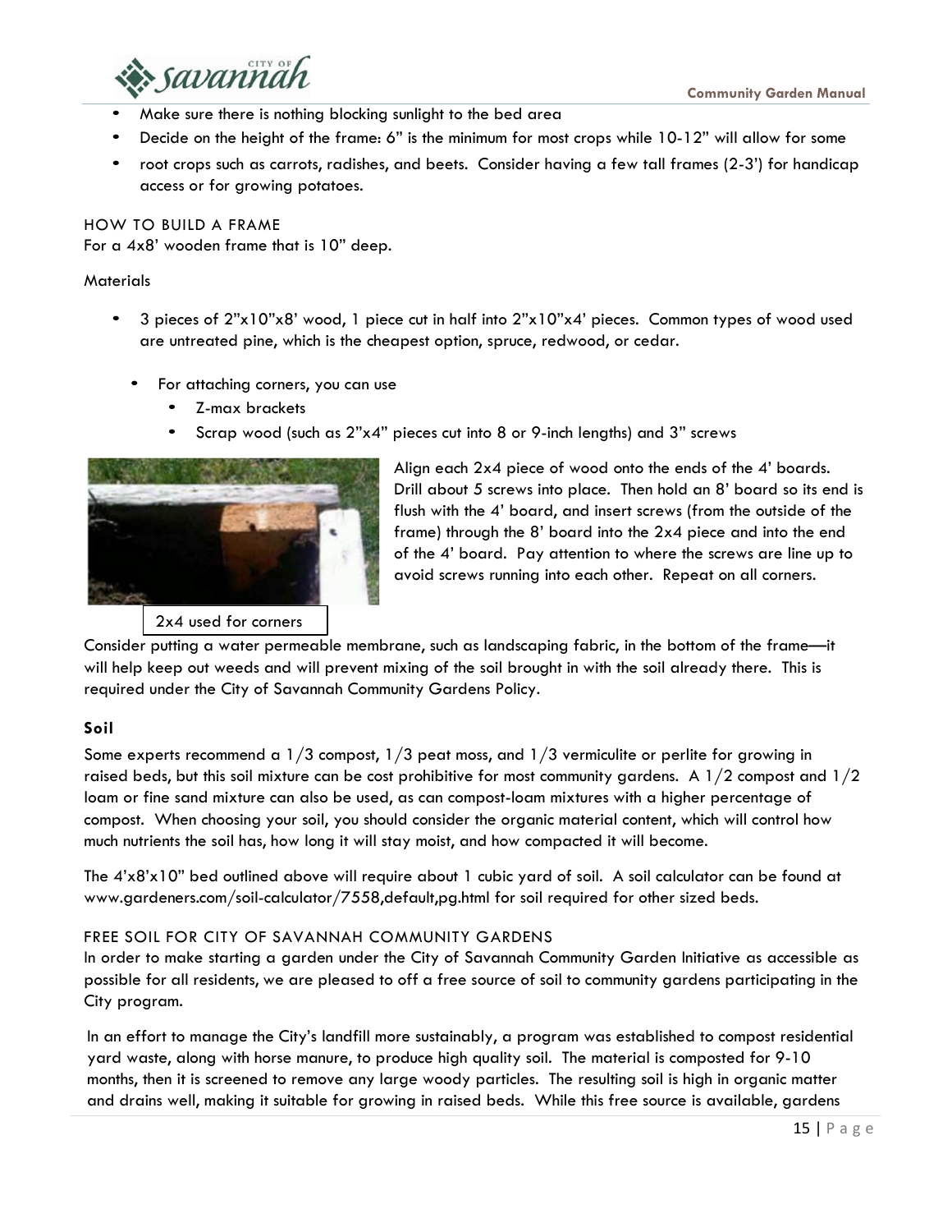- Make sure there is nothing blocking sunlight to the bed area
- Decide on the height of the frame: 6" is the minimum for most crops while 10-12" will allow for some
- root crops such as carrots, radishes, and beets. Consider having a few tall frames (2-3') for handicap access or for growing potatoes.

### HOW TO BUILD A FRAME

For a 4x8' wooden frame that is 10" deep.

Materials

- 3 pieces of 2"x10"x8' wood, 1 piece cut in half into 2"x10"x4' pieces. Common types of wood used are untreated pine, which is the cheapest option, spruce, redwood, or cedar.
  - For attaching corners, you can use
    - Z-max brackets
    - Scrap wood (such as 2"x4" pieces cut into 8 or 9-inch lengths) and 3" screws

Align each 2x4 piece of wood onto the ends of the 4' boards. Drill about 5 screws into place. Then hold an 8' board so its end is flush with the 4' board, and insert screws (from the outside of the frame) through the 8' board into the 2x4 piece and into the end of the 4' board. Pay attention to where the screws are line up to avoid screws running into each other. Repeat on all corners.

2x4 used for corners

Consider putting a water permeable membrane, such as landscaping fabric, in the bottom of the frame—it will help keep out weeds and will prevent mixing of the soil brought in with the soil already there. This is required under the City of Savannah Community Gardens Policy.

### Soil

Some experts recommend a 1/3 compost, 1/3 peat moss, and 1/3 vermiculite or perlite for growing in raised beds, but this soil mixture can be cost prohibitive for most community gardens. A 1/2 compost and 1/2 loam or fine sand mixture can also be used, as can compost-loam mixtures with a higher percentage of compost. When choosing your soil, you should consider the organic material content, which will control how much nutrients the soil has, how long it will stay moist, and how compacted it will become.

The 4'x8'x10" bed outlined above will require about 1 cubic yard of soil. A soil calculator can be found at www.gardeners.com/soil-calculator/7558,default,pg.html for soil required for other sized beds.

### FREE SOIL FOR CITY OF SAVANNAH COMMUNITY GARDENS

In order to make starting a garden under the City of Savannah Community Garden Initiative as accessible as possible for all residents, we are pleased to off a free source of soil to community gardens participating in the City program.

In an effort to manage the City's landfill more sustainably, a program was established to compost residential yard waste, along with horse manure, to produce high quality soil. The material is composted for 9-10 months, then it is screened to remove any large woody particles. The resulting soil is high in organic matter and drains well, making it suitable for growing in raised beds. While this free source is available, gardens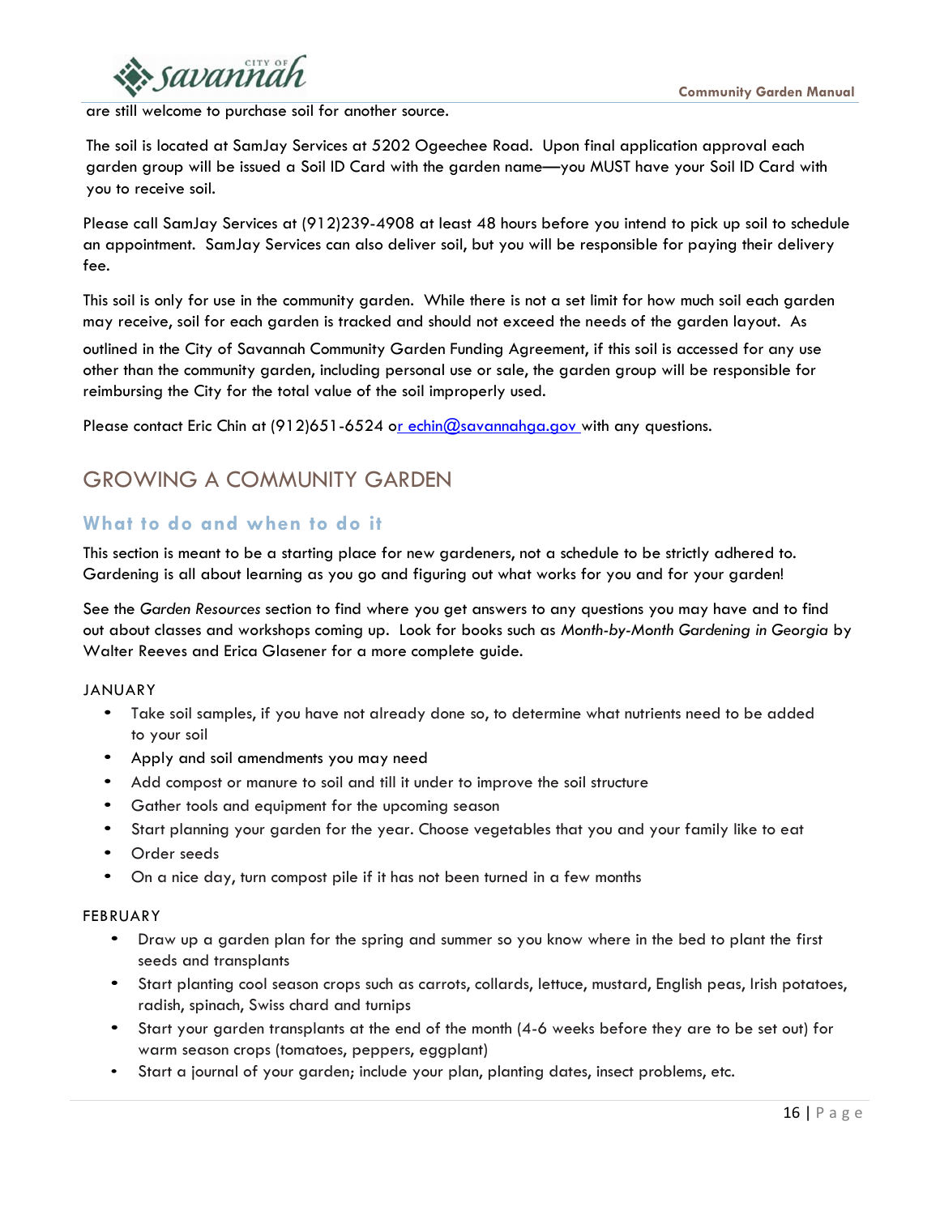are still welcome to purchase soil for another source.

The soil is located at SamJay Services at 5202 Ogeechee Road. Upon final application approval each garden group will be issued a Soil ID Card with the garden name—you MUST have your Soil ID Card with you to receive soil.

Please call SamJay Services at (912)239-4908 at least 48 hours before you intend to pick up soil to schedule an appointment. SamJay Services can also deliver soil, but you will be responsible for paying their delivery fee.

This soil is only for use in the community garden. While there is not a set limit for how much soil each garden may receive, soil for each garden is tracked and should not exceed the needs of the garden layout. As outlined in the City of Savannah Community Garden Funding Agreement, if this soil is accessed for any use other than the community garden, including personal use or sale, the garden group will be responsible for reimbursing the City for the total value of the soil improperly used.

Please contact Eric Chin at (912)651-6524 or echin@savannahga.gov with any questions.

# GROWING A COMMUNITY GARDEN

## What to do and when to do it

This section is meant to be a starting place for new gardeners, not a schedule to be strictly adhered to. Gardening is all about learning as you go and figuring out what works for you and for your garden!

See the *Garden Resources* section to find where you get answers to any questions you may have and to find out about classes and workshops coming up. Look for books such as *Month-by-Month Gardening in Georgia* by Walter Reeves and Erica Glasener for a more complete guide.

### JANUARY

- Take soil samples, if you have not already done so, to determine what nutrients need to be added to your soil
- Apply and soil amendments you may need
- Add compost or manure to soil and till it under to improve the soil structure
- Gather tools and equipment for the upcoming season
- Start planning your garden for the year. Choose vegetables that you and your family like to eat
- Order seeds
- On a nice day, turn compost pile if it has not been turned in a few months

### FEBRUARY

- Draw up a garden plan for the spring and summer so you know where in the bed to plant the first seeds and transplants
- Start planting cool season crops such as carrots, collards, lettuce, mustard, English peas, Irish potatoes, radish, spinach, Swiss chard and turnips
- Start your garden transplants at the end of the month (4-6 weeks before they are to be set out) for warm season crops (tomatoes, peppers, eggplant)
- Start a journal of your garden; include your plan, planting dates, insect problems, etc.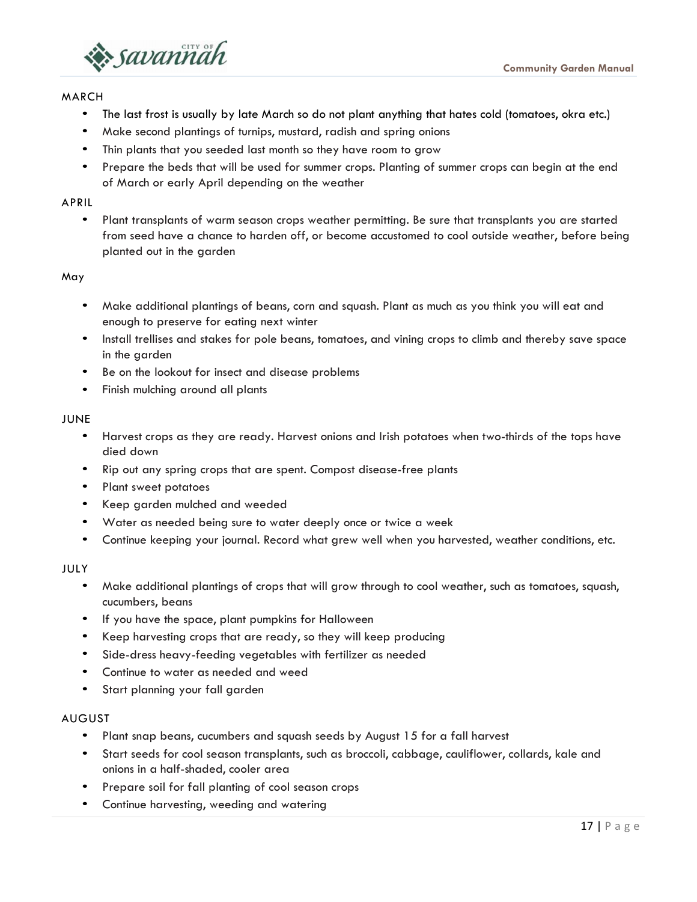MARCH

- The last frost is usually by late March so do not plant anything that hates cold (tomatoes, okra etc.)
- Make second plantings of turnips, mustard, radish and spring onions
- Thin plants that you seeded last month so they have room to grow
- Prepare the beds that will be used for summer crops. Planting of summer crops can begin at the end of March or early April depending on the weather

APRIL

- Plant transplants of warm season crops weather permitting. Be sure that transplants you are started from seed have a chance to harden off, or become accustomed to cool outside weather, before being planted out in the garden

May

- Make additional plantings of beans, corn and squash. Plant as much as you think you will eat and enough to preserve for eating next winter
- Install trellises and stakes for pole beans, tomatoes, and vining crops to climb and thereby save space in the garden
- Be on the lookout for insect and disease problems
- Finish mulching around all plants

JUNE

- Harvest crops as they are ready. Harvest onions and Irish potatoes when two-thirds of the tops have died down
- Rip out any spring crops that are spent. Compost disease-free plants
- Plant sweet potatoes
- Keep garden mulched and weeded
- Water as needed being sure to water deeply once or twice a week
- Continue keeping your journal. Record what grew well when you harvested, weather conditions, etc.

JULY

- Make additional plantings of crops that will grow through to cool weather, such as tomatoes, squash, cucumbers, beans
- If you have the space, plant pumpkins for Halloween
- Keep harvesting crops that are ready, so they will keep producing
- Side-dress heavy-feeding vegetables with fertilizer as needed
- Continue to water as needed and weed
- Start planning your fall garden

AUGUST

- Plant snap beans, cucumbers and squash seeds by August 15 for a fall harvest
- Start seeds for cool season transplants, such as broccoli, cabbage, cauliflower, collards, kale and onions in a half-shaded, cooler area
- Prepare soil for fall planting of cool season crops
- Continue harvesting, weeding and watering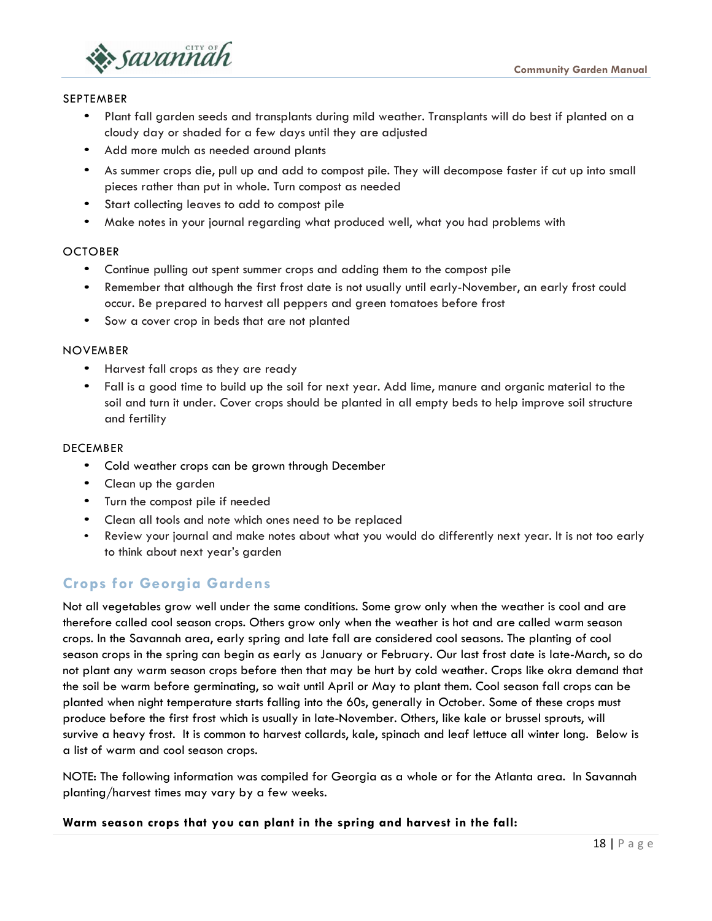SEPTEMBER

- Plant fall garden seeds and transplants during mild weather. Transplants will do best if planted on a cloudy day or shaded for a few days until they are adjusted
- Add more mulch as needed around plants
- As summer crops die, pull up and add to compost pile. They will decompose faster if cut up into small pieces rather than put in whole. Turn compost as needed
- Start collecting leaves to add to compost pile
- Make notes in your journal regarding what produced well, what you had problems with

OCTOBER

- Continue pulling out spent summer crops and adding them to the compost pile
- Remember that although the first frost date is not usually until early-November, an early frost could occur. Be prepared to harvest all peppers and green tomatoes before frost
- Sow a cover crop in beds that are not planted

NOVEMBER

- Harvest fall crops as they are ready
- Fall is a good time to build up the soil for next year. Add lime, manure and organic material to the soil and turn it under. Cover crops should be planted in all empty beds to help improve soil structure and fertility

DECEMBER

- Cold weather crops can be grown through December
- Clean up the garden
- Turn the compost pile if needed
- Clean all tools and note which ones need to be replaced
- Review your journal and make notes about what you would do differently next year. It is not too early to think about next year's garden

## Crops for Georgia Gardens

Not all vegetables grow well under the same conditions. Some grow only when the weather is cool and are therefore called cool season crops. Others grow only when the weather is hot and are called warm season crops. In the Savannah area, early spring and late fall are considered cool seasons. The planting of cool season crops in the spring can begin as early as January or February. Our last frost date is late-March, so do not plant any warm season crops before then that may be hurt by cold weather. Crops like okra demand that the soil be warm before germinating, so wait until April or May to plant them. Cool season fall crops can be planted when night temperature starts falling into the 60s, generally in October. Some of these crops must produce before the first frost which is usually in late-November. Others, like kale or brussel sprouts, will survive a heavy frost. It is common to harvest collards, kale, spinach and leaf lettuce all winter long. Below is a list of warm and cool season crops.

NOTE: The following information was compiled for Georgia as a whole or for the Atlanta area. In Savannah planting/harvest times may vary by a few weeks.

**Warm season crops that you can plant in the spring and harvest in the fall:**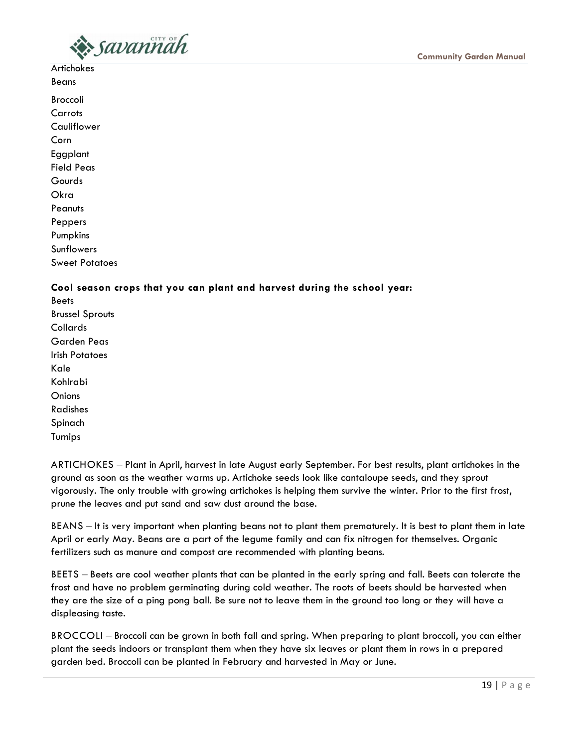Artichokes
Beans
Broccoli
Carrots
Cauliflower
Corn
Eggplant
Field Peas
Gourds
Okra
Peanuts
Peppers
Pumpkins
Sunflowers
Sweet Potatoes

**Cool season crops that you can plant and harvest during the school year:**

Beets
Brussel Sprouts
Collards
Garden Peas
Irish Potatoes
Kale
Kohlrabi
Onions
Radishes
Spinach
Turnips

ARTICHOKES – Plant in April, harvest in late August early September. For best results, plant artichokes in the ground as soon as the weather warms up. Artichoke seeds look like cantaloupe seeds, and they sprout vigorously. The only trouble with growing artichokes is helping them survive the winter. Prior to the first frost, prune the leaves and put sand and saw dust around the base.

BEANS – It is very important when planting beans not to plant them prematurely. It is best to plant them in late April or early May. Beans are a part of the legume family and can fix nitrogen for themselves. Organic fertilizers such as manure and compost are recommended with planting beans.

BEETS – Beets are cool weather plants that can be planted in the early spring and fall. Beets can tolerate the frost and have no problem germinating during cold weather. The roots of beets should be harvested when they are the size of a ping pong ball. Be sure not to leave them in the ground too long or they will have a displeasing taste.

BROCCOLI – Broccoli can be grown in both fall and spring. When preparing to plant broccoli, you can either plant the seeds indoors or transplant them when they have six leaves or plant them in rows in a prepared garden bed. Broccoli can be planted in February and harvested in May or June.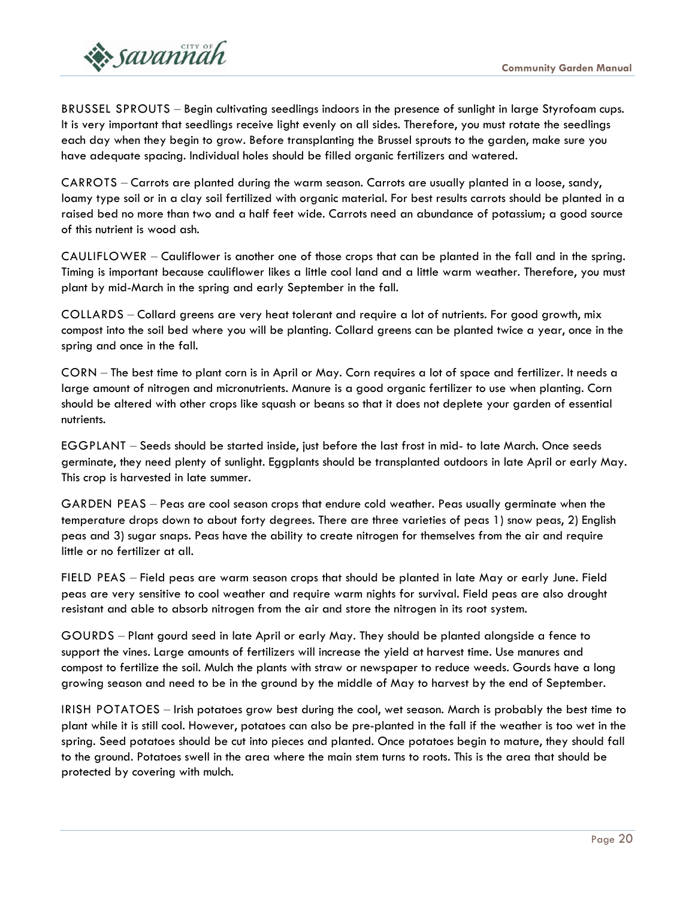BRUSSEL SPROUTS – Begin cultivating seedlings indoors in the presence of sunlight in large Styrofoam cups. It is very important that seedlings receive light evenly on all sides. Therefore, you must rotate the seedlings each day when they begin to grow. Before transplanting the Brussel sprouts to the garden, make sure you have adequate spacing. Individual holes should be filled organic fertilizers and watered.

CARROTS – Carrots are planted during the warm season. Carrots are usually planted in a loose, sandy, loamy type soil or in a clay soil fertilized with organic material. For best results carrots should be planted in a raised bed no more than two and a half feet wide. Carrots need an abundance of potassium; a good source of this nutrient is wood ash.

CAULIFLOWER – Cauliflower is another one of those crops that can be planted in the fall and in the spring. Timing is important because cauliflower likes a little cool land and a little warm weather. Therefore, you must plant by mid-March in the spring and early September in the fall.

COLLARDS – Collard greens are very heat tolerant and require a lot of nutrients. For good growth, mix compost into the soil bed where you will be planting. Collard greens can be planted twice a year, once in the spring and once in the fall.

CORN – The best time to plant corn is in April or May. Corn requires a lot of space and fertilizer. It needs a large amount of nitrogen and micronutrients. Manure is a good organic fertilizer to use when planting. Corn should be altered with other crops like squash or beans so that it does not deplete your garden of essential nutrients.

EGGPLANT – Seeds should be started inside, just before the last frost in mid- to late March. Once seeds germinate, they need plenty of sunlight. Eggplants should be transplanted outdoors in late April or early May. This crop is harvested in late summer.

GARDEN PEAS – Peas are cool season crops that endure cold weather. Peas usually germinate when the temperature drops down to about forty degrees. There are three varieties of peas 1) snow peas, 2) English peas and 3) sugar snaps. Peas have the ability to create nitrogen for themselves from the air and require little or no fertilizer at all.

FIELD PEAS – Field peas are warm season crops that should be planted in late May or early June. Field peas are very sensitive to cool weather and require warm nights for survival. Field peas are also drought resistant and able to absorb nitrogen from the air and store the nitrogen in its root system.

GOURDS – Plant gourd seed in late April or early May. They should be planted alongside a fence to support the vines. Large amounts of fertilizers will increase the yield at harvest time. Use manures and compost to fertilize the soil. Mulch the plants with straw or newspaper to reduce weeds. Gourds have a long growing season and need to be in the ground by the middle of May to harvest by the end of September.

IRISH POTATOES – Irish potatoes grow best during the cool, wet season. March is probably the best time to plant while it is still cool. However, potatoes can also be pre-planted in the fall if the weather is too wet in the spring. Seed potatoes should be cut into pieces and planted. Once potatoes begin to mature, they should fall to the ground. Potatoes swell in the area where the main stem turns to roots. This is the area that should be protected by covering with mulch.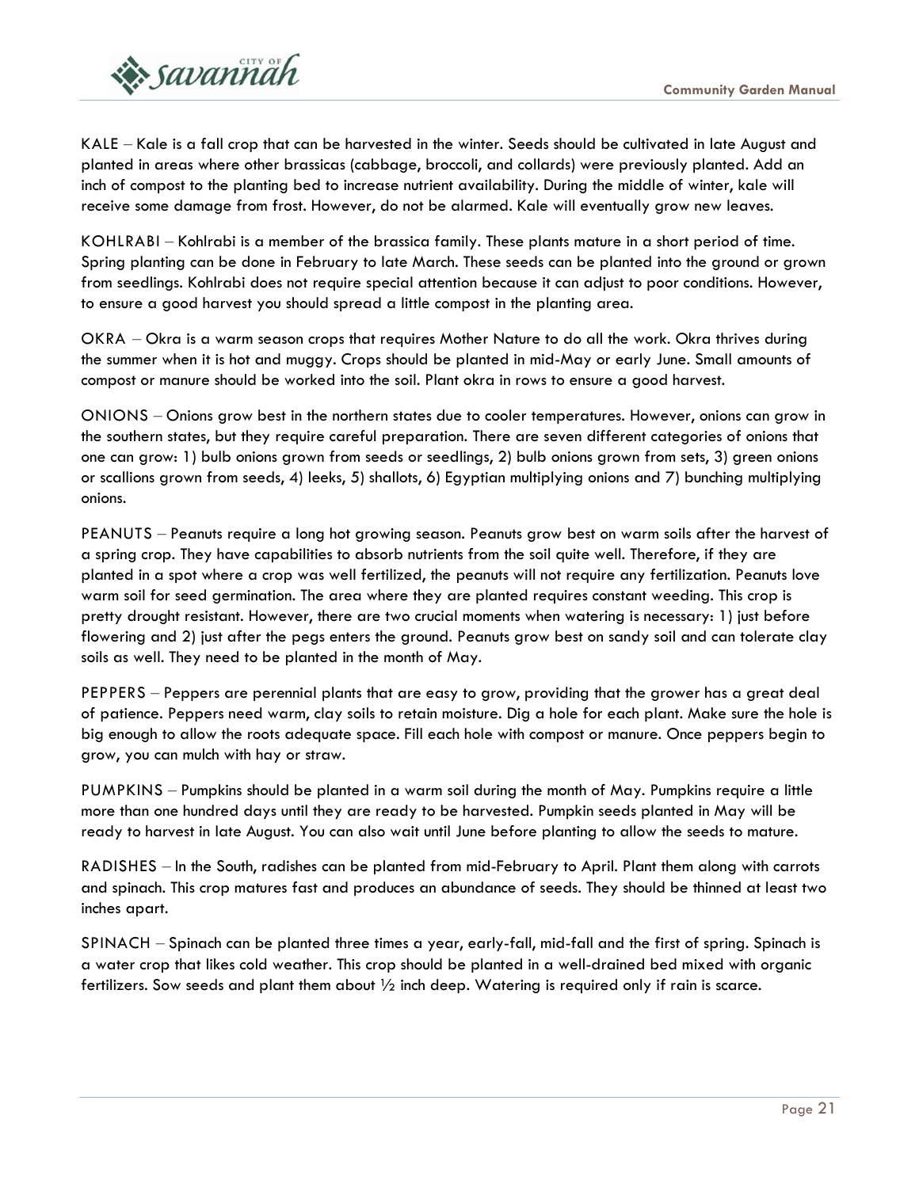KALE – Kale is a fall crop that can be harvested in the winter. Seeds should be cultivated in late August and planted in areas where other brassicas (cabbage, broccoli, and collards) were previously planted. Add an inch of compost to the planting bed to increase nutrient availability. During the middle of winter, kale will receive some damage from frost. However, do not be alarmed. Kale will eventually grow new leaves.

KOHLRABI – Kohlrabi is a member of the brassica family. These plants mature in a short period of time. Spring planting can be done in February to late March. These seeds can be planted into the ground or grown from seedlings. Kohlrabi does not require special attention because it can adjust to poor conditions. However, to ensure a good harvest you should spread a little compost in the planting area.

OKRA – Okra is a warm season crops that requires Mother Nature to do all the work. Okra thrives during the summer when it is hot and muggy. Crops should be planted in mid-May or early June. Small amounts of compost or manure should be worked into the soil. Plant okra in rows to ensure a good harvest.

ONIONS – Onions grow best in the northern states due to cooler temperatures. However, onions can grow in the southern states, but they require careful preparation. There are seven different categories of onions that one can grow: 1) bulb onions grown from seeds or seedlings, 2) bulb onions grown from sets, 3) green onions or scallions grown from seeds, 4) leeks, 5) shallots, 6) Egyptian multiplying onions and 7) bunching multiplying onions.

PEANUTS – Peanuts require a long hot growing season. Peanuts grow best on warm soils after the harvest of a spring crop. They have capabilities to absorb nutrients from the soil quite well. Therefore, if they are planted in a spot where a crop was well fertilized, the peanuts will not require any fertilization. Peanuts love warm soil for seed germination. The area where they are planted requires constant weeding. This crop is pretty drought resistant. However, there are two crucial moments when watering is necessary: 1) just before flowering and 2) just after the pegs enters the ground. Peanuts grow best on sandy soil and can tolerate clay soils as well. They need to be planted in the month of May.

PEPPERS – Peppers are perennial plants that are easy to grow, providing that the grower has a great deal of patience. Peppers need warm, clay soils to retain moisture. Dig a hole for each plant. Make sure the hole is big enough to allow the roots adequate space. Fill each hole with compost or manure. Once peppers begin to grow, you can mulch with hay or straw.

PUMPKINS – Pumpkins should be planted in a warm soil during the month of May. Pumpkins require a little more than one hundred days until they are ready to be harvested. Pumpkin seeds planted in May will be ready to harvest in late August. You can also wait until June before planting to allow the seeds to mature.

RADISHES – In the South, radishes can be planted from mid-February to April. Plant them along with carrots and spinach. This crop matures fast and produces an abundance of seeds. They should be thinned at least two inches apart.

SPINACH – Spinach can be planted three times a year, early-fall, mid-fall and the first of spring. Spinach is a water crop that likes cold weather. This crop should be planted in a well-drained bed mixed with organic fertilizers. Sow seeds and plant them about ½ inch deep. Watering is required only if rain is scarce.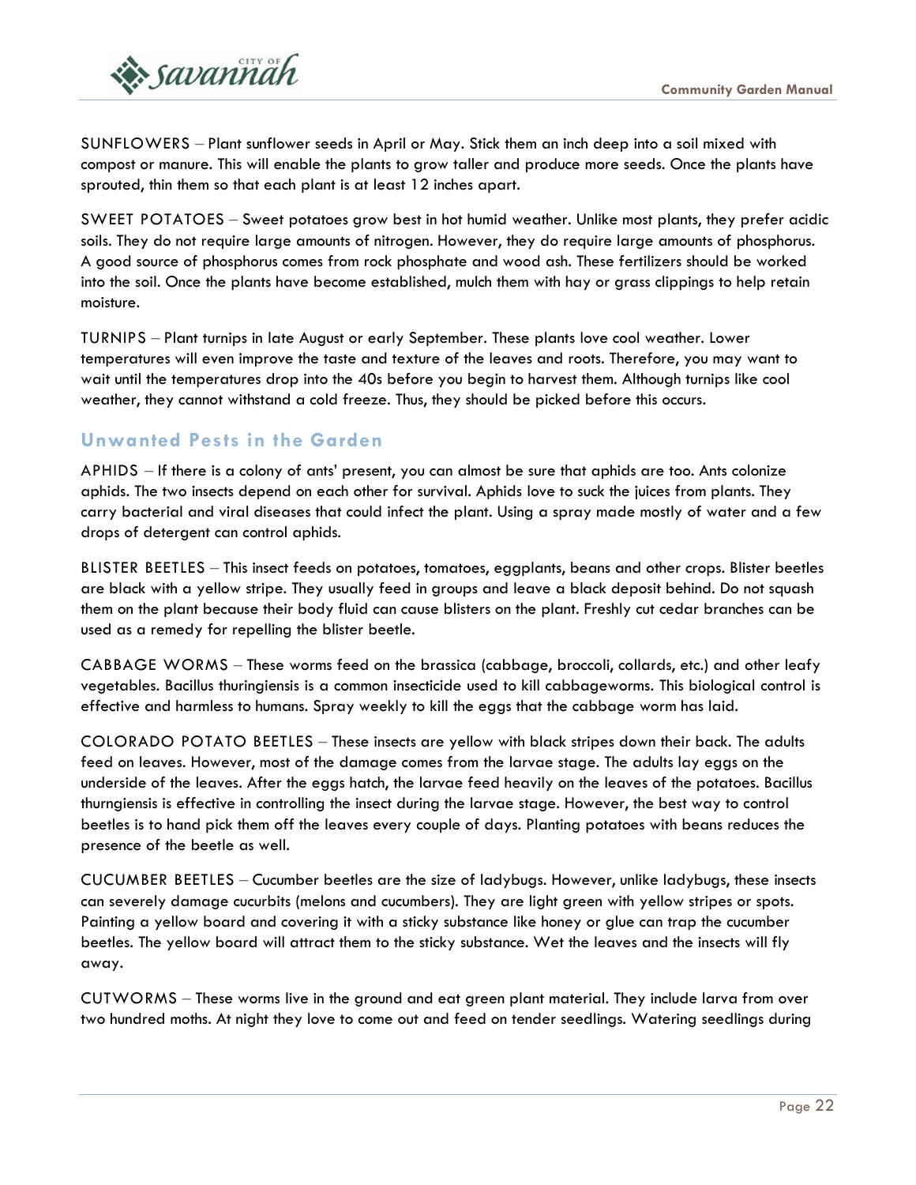SUNFLOWERS – Plant sunflower seeds in April or May. Stick them an inch deep into a soil mixed with compost or manure. This will enable the plants to grow taller and produce more seeds. Once the plants have sprouted, thin them so that each plant is at least 12 inches apart.

SWEET POTATOES – Sweet potatoes grow best in hot humid weather. Unlike most plants, they prefer acidic soils. They do not require large amounts of nitrogen. However, they do require large amounts of phosphorus. A good source of phosphorus comes from rock phosphate and wood ash. These fertilizers should be worked into the soil. Once the plants have become established, mulch them with hay or grass clippings to help retain moisture.

TURNIPS – Plant turnips in late August or early September. These plants love cool weather. Lower temperatures will even improve the taste and texture of the leaves and roots. Therefore, you may want to wait until the temperatures drop into the 40s before you begin to harvest them. Although turnips like cool weather, they cannot withstand a cold freeze. Thus, they should be picked before this occurs.

## Unwanted Pests in the Garden

APHIDS – If there is a colony of ants' present, you can almost be sure that aphids are too. Ants colonize aphids. The two insects depend on each other for survival. Aphids love to suck the juices from plants. They carry bacterial and viral diseases that could infect the plant. Using a spray made mostly of water and a few drops of detergent can control aphids.

BLISTER BEETLES – This insect feeds on potatoes, tomatoes, eggplants, beans and other crops. Blister beetles are black with a yellow stripe. They usually feed in groups and leave a black deposit behind. Do not squash them on the plant because their body fluid can cause blisters on the plant. Freshly cut cedar branches can be used as a remedy for repelling the blister beetle.

CABBAGE WORMS – These worms feed on the brassica (cabbage, broccoli, collards, etc.) and other leafy vegetables. Bacillus thuringiensis is a common insecticide used to kill cabbageworms. This biological control is effective and harmless to humans. Spray weekly to kill the eggs that the cabbage worm has laid.

COLORADO POTATO BEETLES – These insects are yellow with black stripes down their back. The adults feed on leaves. However, most of the damage comes from the larvae stage. The adults lay eggs on the underside of the leaves. After the eggs hatch, the larvae feed heavily on the leaves of the potatoes. Bacillus thurngiensis is effective in controlling the insect during the larvae stage. However, the best way to control beetles is to hand pick them off the leaves every couple of days. Planting potatoes with beans reduces the presence of the beetle as well.

CUCUMBER BEETLES – Cucumber beetles are the size of ladybugs. However, unlike ladybugs, these insects can severely damage cucurbits (melons and cucumbers). They are light green with yellow stripes or spots. Painting a yellow board and covering it with a sticky substance like honey or glue can trap the cucumber beetles. The yellow board will attract them to the sticky substance. Wet the leaves and the insects will fly away.

CUTWORMS – These worms live in the ground and eat green plant material. They include larva from over two hundred moths. At night they love to come out and feed on tender seedlings. Watering seedlings during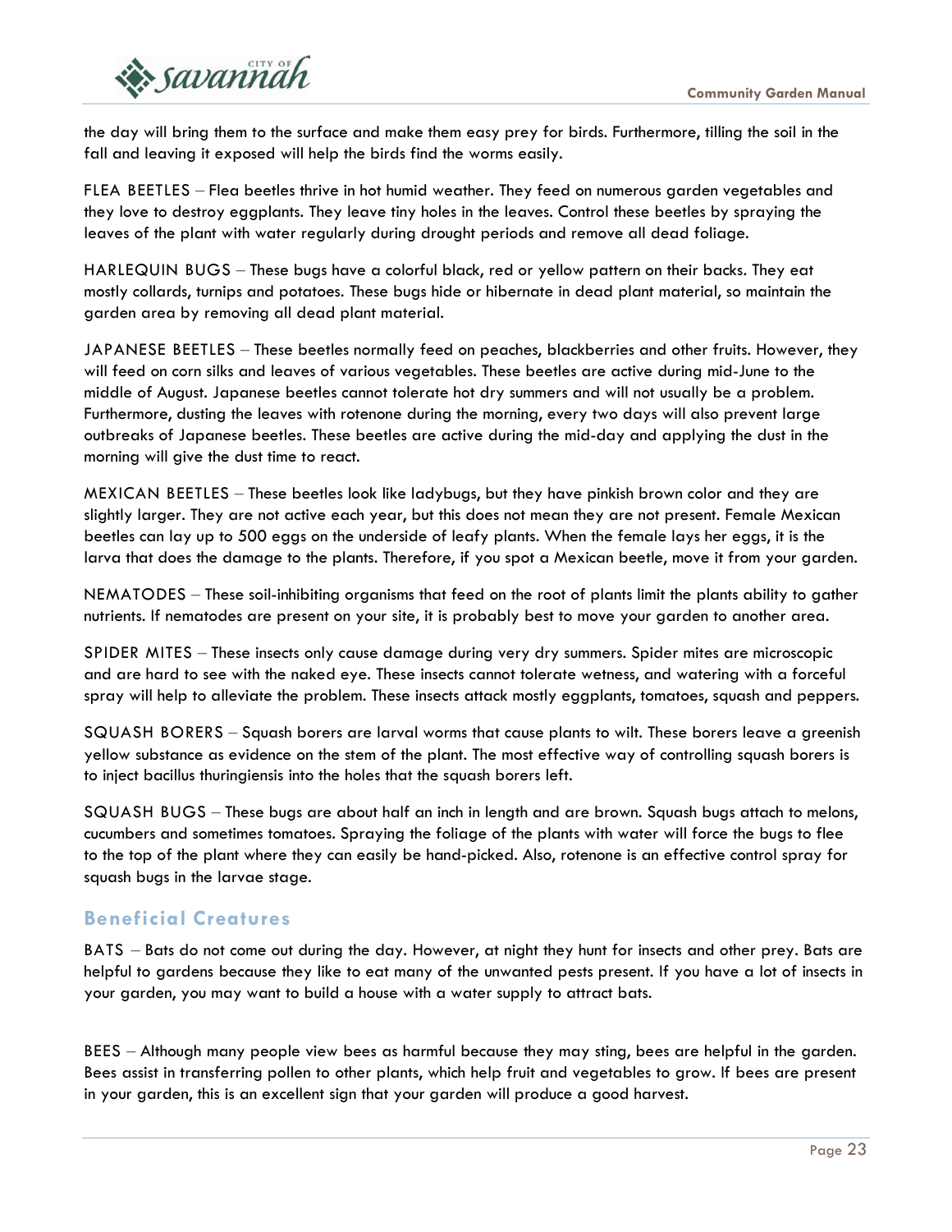the day will bring them to the surface and make them easy prey for birds. Furthermore, tilling the soil in the fall and leaving it exposed will help the birds find the worms easily.

FLEA BEETLES – Flea beetles thrive in hot humid weather. They feed on numerous garden vegetables and they love to destroy eggplants. They leave tiny holes in the leaves. Control these beetles by spraying the leaves of the plant with water regularly during drought periods and remove all dead foliage.

HARLEQUIN BUGS – These bugs have a colorful black, red or yellow pattern on their backs. They eat mostly collards, turnips and potatoes. These bugs hide or hibernate in dead plant material, so maintain the garden area by removing all dead plant material.

JAPANESE BEETLES – These beetles normally feed on peaches, blackberries and other fruits. However, they will feed on corn silks and leaves of various vegetables. These beetles are active during mid-June to the middle of August. Japanese beetles cannot tolerate hot dry summers and will not usually be a problem. Furthermore, dusting the leaves with rotenone during the morning, every two days will also prevent large outbreaks of Japanese beetles. These beetles are active during the mid-day and applying the dust in the morning will give the dust time to react.

MEXICAN BEETLES – These beetles look like ladybugs, but they have pinkish brown color and they are slightly larger. They are not active each year, but this does not mean they are not present. Female Mexican beetles can lay up to 500 eggs on the underside of leafy plants. When the female lays her eggs, it is the larva that does the damage to the plants. Therefore, if you spot a Mexican beetle, move it from your garden.

NEMATODES – These soil-inhibiting organisms that feed on the root of plants limit the plants ability to gather nutrients. If nematodes are present on your site, it is probably best to move your garden to another area.

SPIDER MITES – These insects only cause damage during very dry summers. Spider mites are microscopic and are hard to see with the naked eye. These insects cannot tolerate wetness, and watering with a forceful spray will help to alleviate the problem. These insects attack mostly eggplants, tomatoes, squash and peppers.

SQUASH BORERS – Squash borers are larval worms that cause plants to wilt. These borers leave a greenish yellow substance as evidence on the stem of the plant. The most effective way of controlling squash borers is to inject bacillus thuringiensis into the holes that the squash borers left.

SQUASH BUGS – These bugs are about half an inch in length and are brown. Squash bugs attach to melons, cucumbers and sometimes tomatoes. Spraying the foliage of the plants with water will force the bugs to flee to the top of the plant where they can easily be hand-picked. Also, rotenone is an effective control spray for squash bugs in the larvae stage.

## Beneficial Creatures

BATS – Bats do not come out during the day. However, at night they hunt for insects and other prey. Bats are helpful to gardens because they like to eat many of the unwanted pests present. If you have a lot of insects in your garden, you may want to build a house with a water supply to attract bats.

BEES – Although many people view bees as harmful because they may sting, bees are helpful in the garden. Bees assist in transferring pollen to other plants, which help fruit and vegetables to grow. If bees are present in your garden, this is an excellent sign that your garden will produce a good harvest.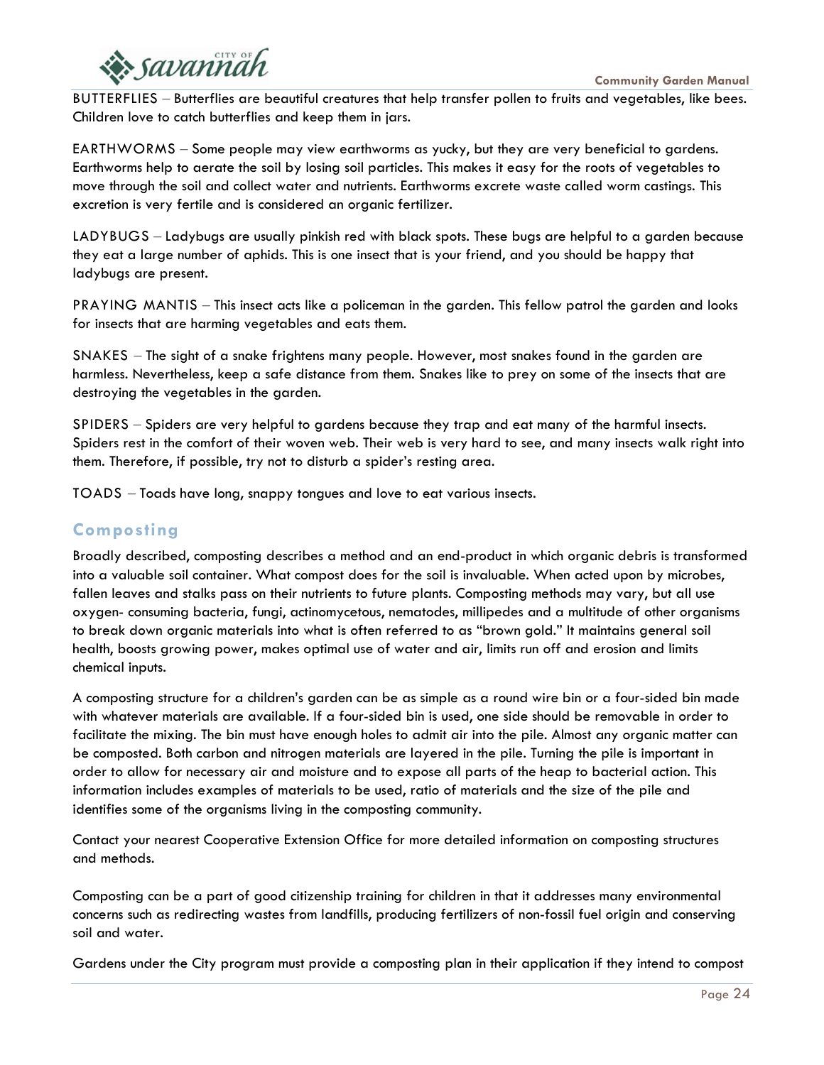BUTTERFLIES – Butterflies are beautiful creatures that help transfer pollen to fruits and vegetables, like bees. Children love to catch butterflies and keep them in jars.

EARTHWORMS – Some people may view earthworms as yucky, but they are very beneficial to gardens. Earthworms help to aerate the soil by losing soil particles. This makes it easy for the roots of vegetables to move through the soil and collect water and nutrients. Earthworms excrete waste called worm castings. This excretion is very fertile and is considered an organic fertilizer.

LADYBUGS – Ladybugs are usually pinkish red with black spots. These bugs are helpful to a garden because they eat a large number of aphids. This is one insect that is your friend, and you should be happy that ladybugs are present.

PRAYING MANTIS – This insect acts like a policeman in the garden. This fellow patrol the garden and looks for insects that are harming vegetables and eats them.

SNAKES – The sight of a snake frightens many people. However, most snakes found in the garden are harmless. Nevertheless, keep a safe distance from them. Snakes like to prey on some of the insects that are destroying the vegetables in the garden.

SPIDERS – Spiders are very helpful to gardens because they trap and eat many of the harmful insects. Spiders rest in the comfort of their woven web. Their web is very hard to see, and many insects walk right into them. Therefore, if possible, try not to disturb a spider's resting area.

TOADS – Toads have long, snappy tongues and love to eat various insects.

## Composting

Broadly described, composting describes a method and an end-product in which organic debris is transformed into a valuable soil container. What compost does for the soil is invaluable. When acted upon by microbes, fallen leaves and stalks pass on their nutrients to future plants. Composting methods may vary, but all use oxygen- consuming bacteria, fungi, actinomycetous, nematodes, millipedes and a multitude of other organisms to break down organic materials into what is often referred to as "brown gold." It maintains general soil health, boosts growing power, makes optimal use of water and air, limits run off and erosion and limits chemical inputs.

A composting structure for a children's garden can be as simple as a round wire bin or a four-sided bin made with whatever materials are available. If a four-sided bin is used, one side should be removable in order to facilitate the mixing. The bin must have enough holes to admit air into the pile. Almost any organic matter can be composted. Both carbon and nitrogen materials are layered in the pile. Turning the pile is important in order to allow for necessary air and moisture and to expose all parts of the heap to bacterial action. This information includes examples of materials to be used, ratio of materials and the size of the pile and identifies some of the organisms living in the composting community.

Contact your nearest Cooperative Extension Office for more detailed information on composting structures and methods.

Composting can be a part of good citizenship training for children in that it addresses many environmental concerns such as redirecting wastes from landfills, producing fertilizers of non-fossil fuel origin and conserving soil and water.

Gardens under the City program must provide a composting plan in their application if they intend to compost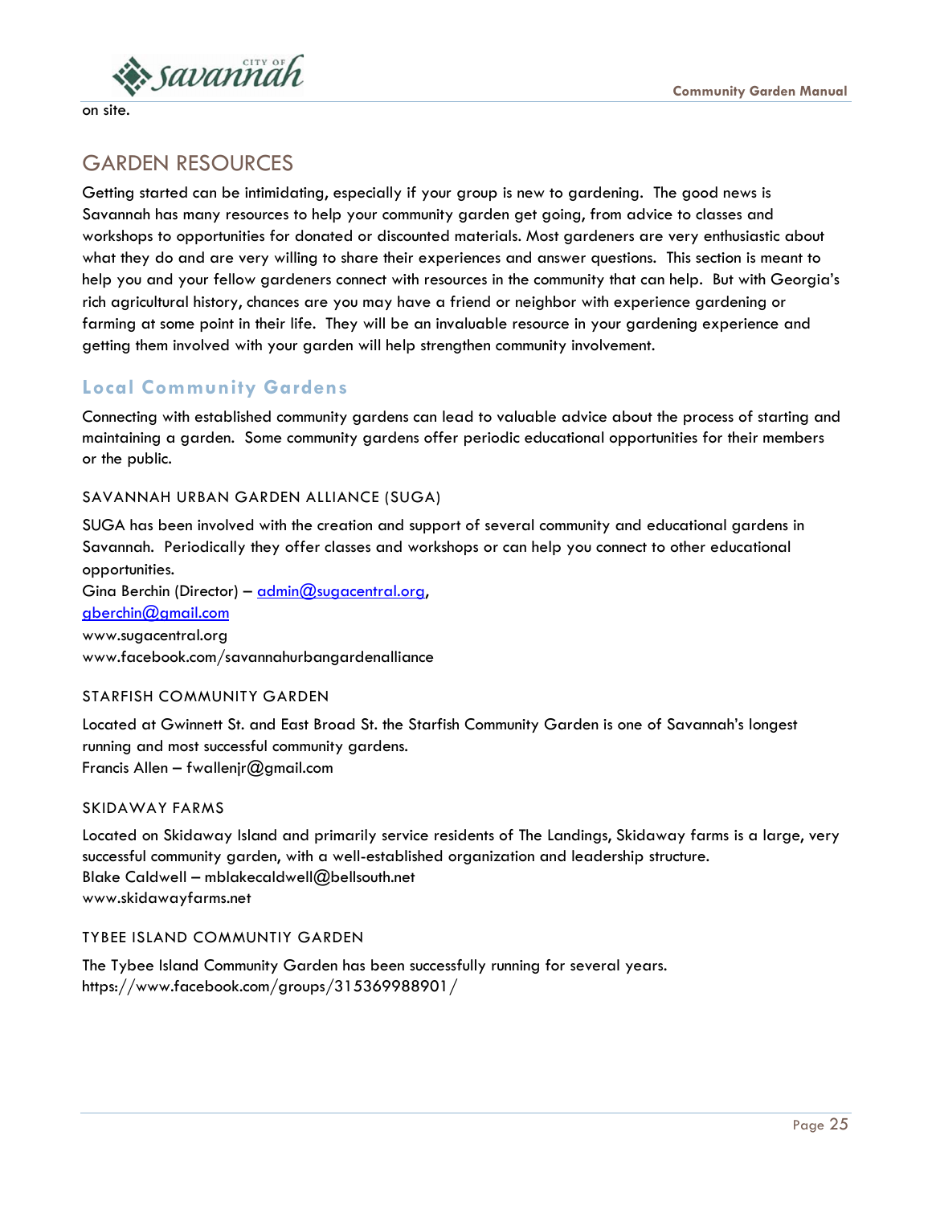on site.

## GARDEN RESOURCES

Getting started can be intimidating, especially if your group is new to gardening. The good news is Savannah has many resources to help your community garden get going, from advice to classes and workshops to opportunities for donated or discounted materials. Most gardeners are very enthusiastic about what they do and are very willing to share their experiences and answer questions. This section is meant to help you and your fellow gardeners connect with resources in the community that can help. But with Georgia's rich agricultural history, chances are you may have a friend or neighbor with experience gardening or farming at some point in their life. They will be an invaluable resource in your gardening experience and getting them involved with your garden will help strengthen community involvement.

### Local Community Gardens

Connecting with established community gardens can lead to valuable advice about the process of starting and maintaining a garden. Some community gardens offer periodic educational opportunities for their members or the public.

#### SAVANNAH URBAN GARDEN ALLIANCE (SUGA)

SUGA has been involved with the creation and support of several community and educational gardens in Savannah. Periodically they offer classes and workshops or can help you connect to other educational opportunities.
Gina Berchin (Director) – admin@sugacentral.org, gberchin@gmail.com
www.sugacentral.org
www.facebook.com/savannahurbangardenalliance

#### STARFISH COMMUNITY GARDEN

Located at Gwinnett St. and East Broad St. the Starfish Community Garden is one of Savannah's longest running and most successful community gardens.
Francis Allen – fwallenjr@gmail.com

#### SKIDAWAY FARMS

Located on Skidaway Island and primarily service residents of The Landings, Skidaway farms is a large, very successful community garden, with a well-established organization and leadership structure.
Blake Caldwell – mblakecaldwell@bellsouth.net
www.skidawayfarms.net

#### TYBEE ISLAND COMMUNTIY GARDEN

The Tybee Island Community Garden has been successfully running for several years.
https://www.facebook.com/groups/315369988901/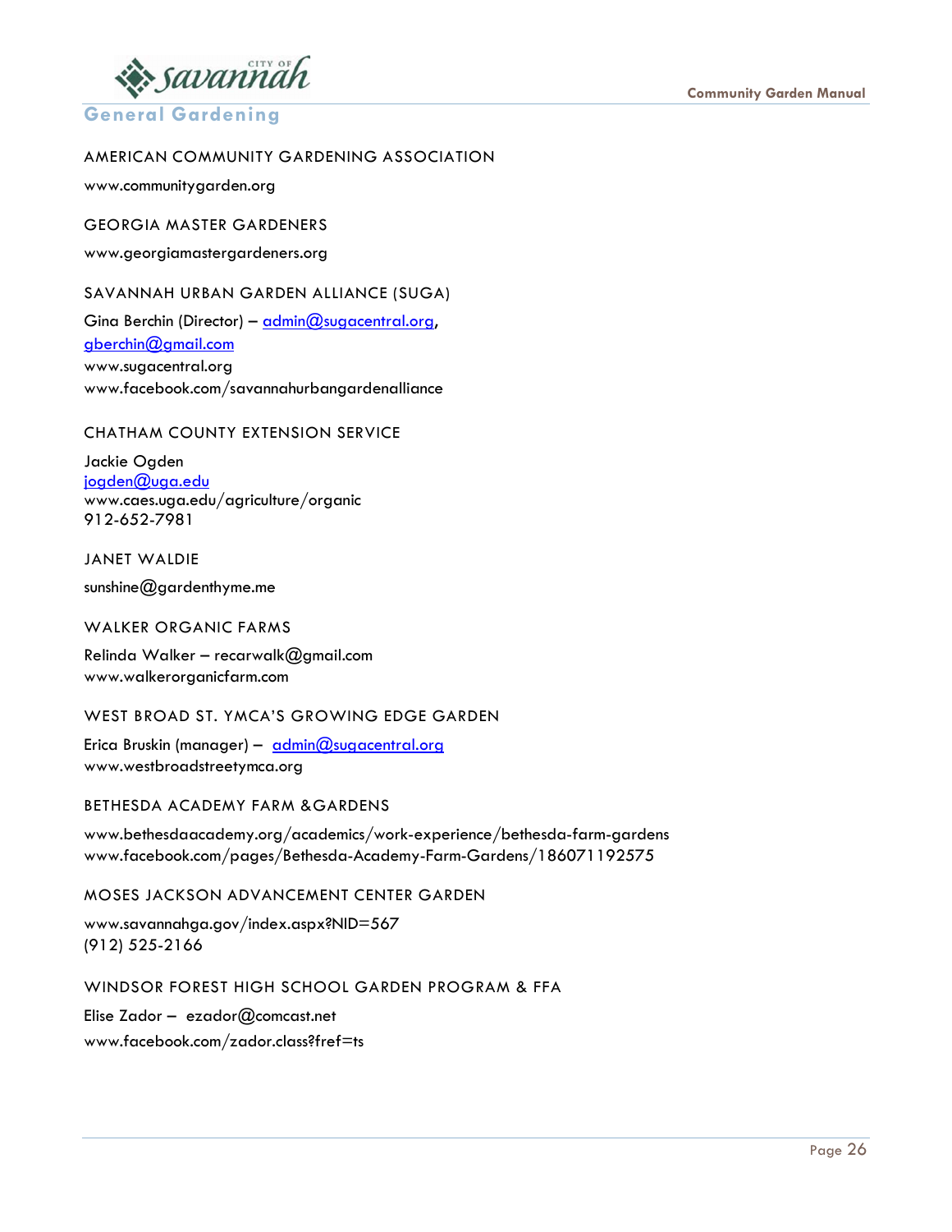## General Gardening

### AMERICAN COMMUNITY GARDENING ASSOCIATION

www.communitygarden.org

### GEORGIA MASTER GARDENERS

www.georgiamastergardeners.org

### SAVANNAH URBAN GARDEN ALLIANCE (SUGA)

Gina Berchin (Director) – admin@sugacentral.org, gberchin@gmail.com
www.sugacentral.org
www.facebook.com/savannahurbangardenalliance

### CHATHAM COUNTY EXTENSION SERVICE

Jackie Ogden
jogden@uga.edu
www.caes.uga.edu/agriculture/organic
912-652-7981

### JANET WALDIE

sunshine@gardenthyme.me

### WALKER ORGANIC FARMS

Relinda Walker – recarwalk@gmail.com
www.walkerorganicfarm.com

### WEST BROAD ST. YMCA'S GROWING EDGE GARDEN

Erica Bruskin (manager) – admin@sugacentral.org
www.westbroadstreetymca.org

### BETHESDA ACADEMY FARM & GARDENS

www.bethesdaacademy.org/academics/work-experience/bethesda-farm-gardens
www.facebook.com/pages/Bethesda-Academy-Farm-Gardens/186071192575

### MOSES JACKSON ADVANCEMENT CENTER GARDEN

www.savannahga.gov/index.aspx?NID=567
(912) 525-2166

### WINDSOR FOREST HIGH SCHOOL GARDEN PROGRAM & FFA

Elise Zador – ezador@comcast.net
www.facebook.com/zador.class?fref=ts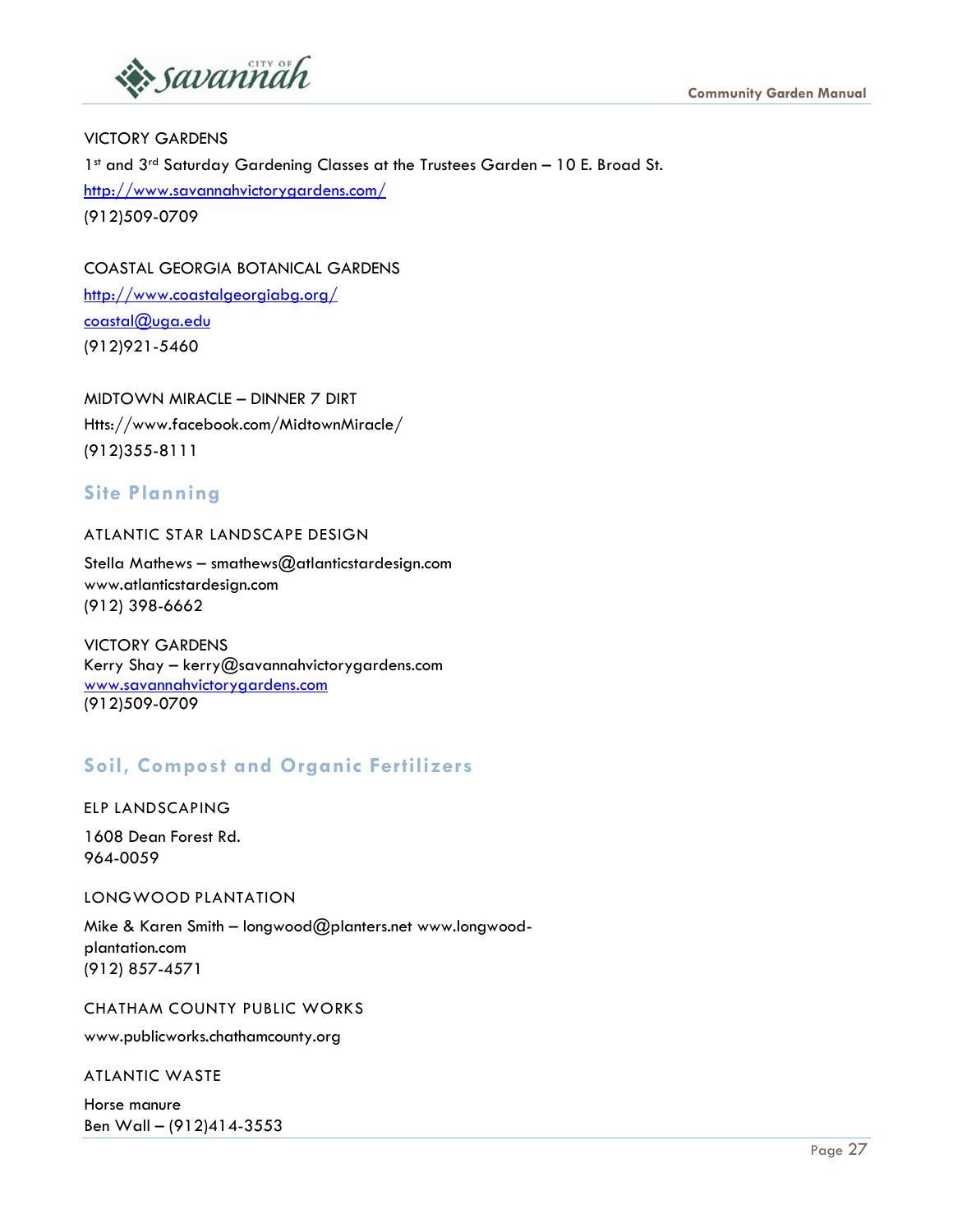VICTORY GARDENS

1st and 3rd Saturday Gardening Classes at the Trustees Garden – 10 E. Broad St.

http://www.savannahvictorygardens.com/

(912)509-0709

COASTAL GEORGIA BOTANICAL GARDENS

http://www.coastalgeorgiabg.org/

coastal@uga.edu

(912)921-5460

MIDTOWN MIRACLE – DINNER 7 DIRT

Htts://www.facebook.com/MidtownMiracle/

(912)355-8111

## Site Planning

ATLANTIC STAR LANDSCAPE DESIGN

Stella Mathews – smathews@atlanticstardesign.com
www.atlanticstardesign.com
(912) 398-6662

VICTORY GARDENS
Kerry Shay – kerry@savannahvictorygardens.com
www.savannahvictorygardens.com
(912)509-0709

## Soil, Compost and Organic Fertilizers

ELP LANDSCAPING

1608 Dean Forest Rd.
964-0059

LONGWOOD PLANTATION

Mike & Karen Smith – longwood@planters.net www.longwood-plantation.com
(912) 857-4571

CHATHAM COUNTY PUBLIC WORKS

www.publicworks.chathamcounty.org

ATLANTIC WASTE

Horse manure
Ben Wall – (912)414-3553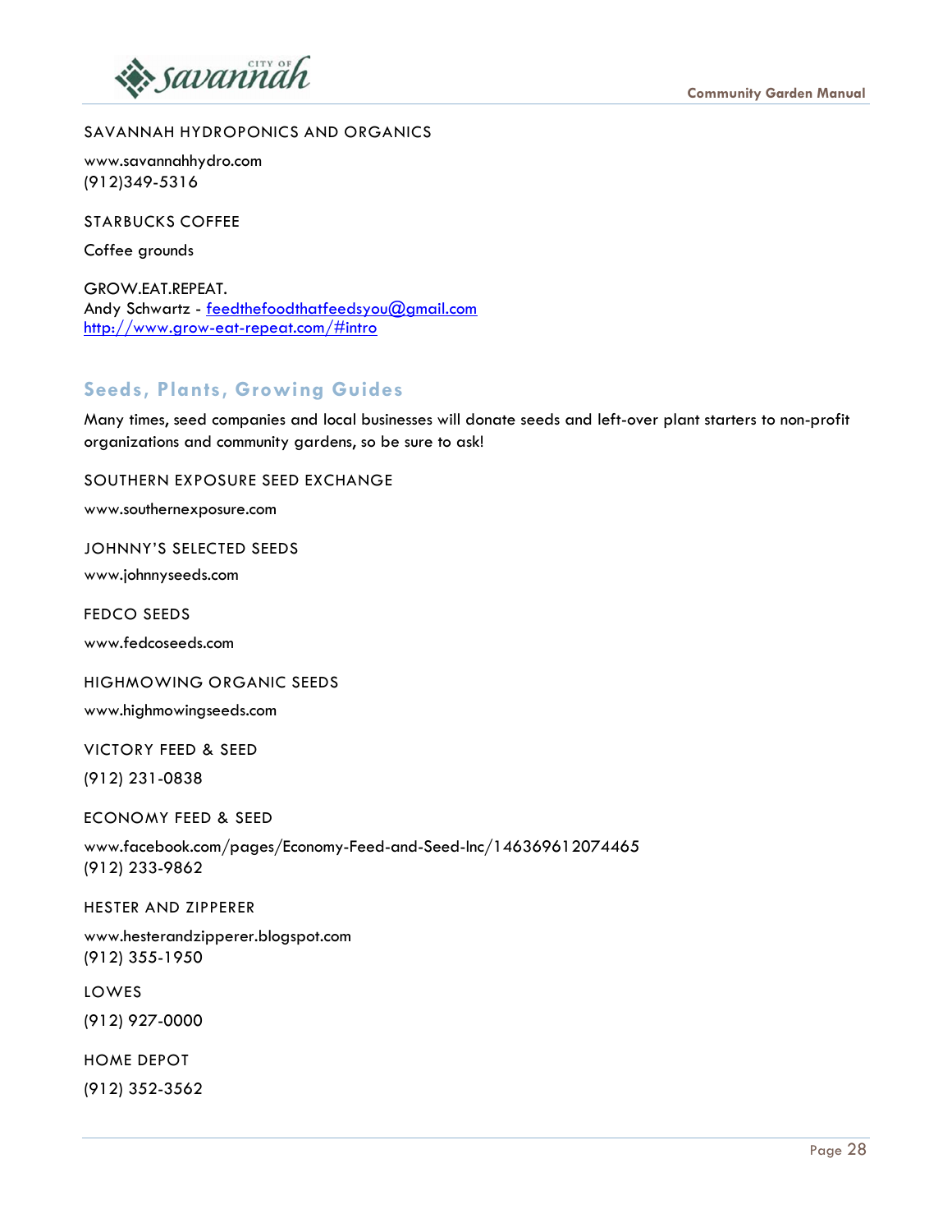SAVANNAH HYDROPONICS AND ORGANICS

www.savannahhydro.com
(912)349-5316

STARBUCKS COFFEE

Coffee grounds

GROW.EAT.REPEAT.
Andy Schwartz - feedthefoodthatfeedsyou@gmail.com
http://www.grow-eat-repeat.com/#intro

## Seeds, Plants, Growing Guides

Many times, seed companies and local businesses will donate seeds and left-over plant starters to non-profit organizations and community gardens, so be sure to ask!

SOUTHERN EXPOSURE SEED EXCHANGE

www.southernexposure.com

JOHNNY'S SELECTED SEEDS

www.johnnyseeds.com

FEDCO SEEDS

www.fedcoseeds.com

HIGHMOWING ORGANIC SEEDS

www.highmowingseeds.com

VICTORY FEED & SEED

(912) 231-0838

ECONOMY FEED & SEED

www.facebook.com/pages/Economy-Feed-and-Seed-Inc/146369612074465
(912) 233-9862

HESTER AND ZIPPERER

www.hesterandzipperer.blogspot.com
(912) 355-1950

LOWES

(912) 927-0000

HOME DEPOT

(912) 352-3562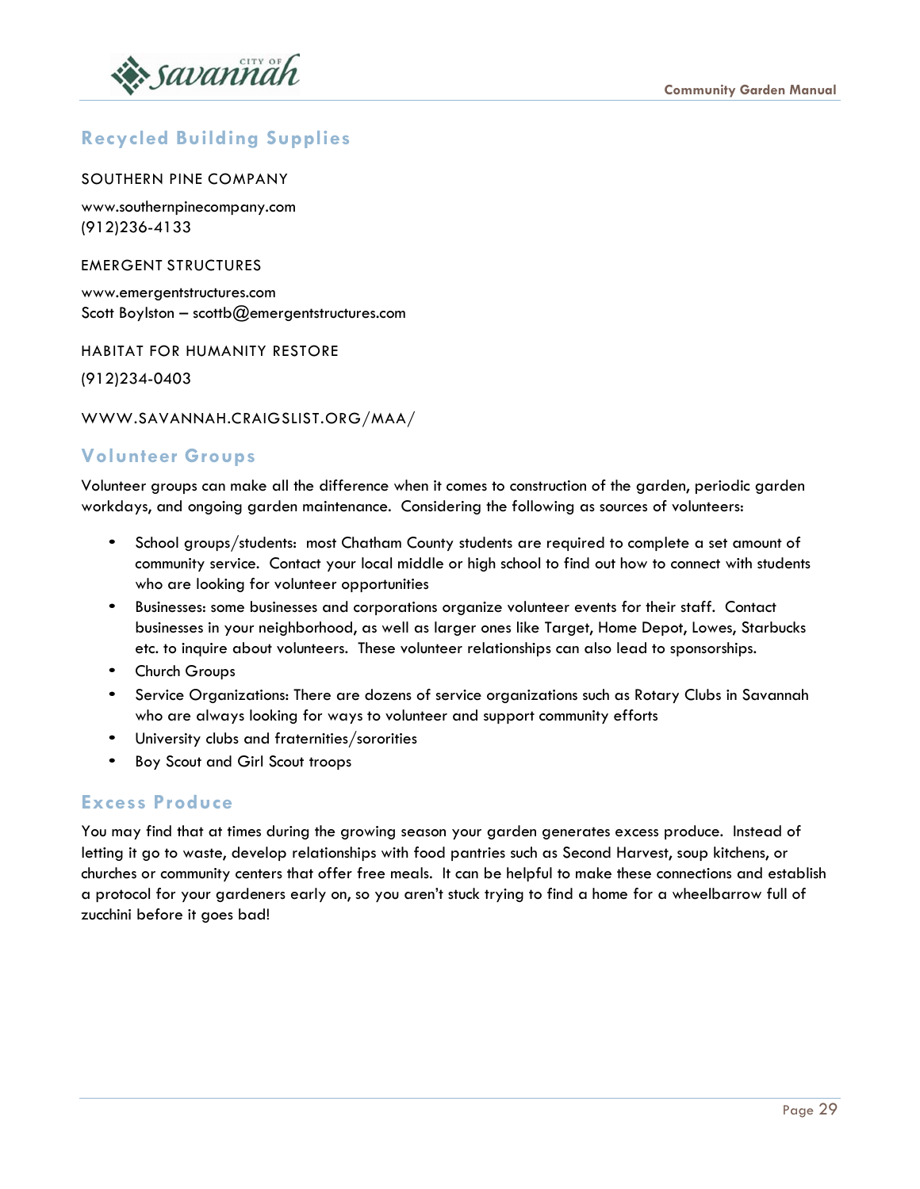## Recycled Building Supplies

SOUTHERN PINE COMPANY

www.southernpinecompany.com
(912)236-4133

EMERGENT STRUCTURES

www.emergentstructures.com
Scott Boylston – scottb@emergentstructures.com

HABITAT FOR HUMANITY RESTORE

(912)234-0403

WWW.SAVANNAH.CRAIGSLIST.ORG/MAA/

## Volunteer Groups

Volunteer groups can make all the difference when it comes to construction of the garden, periodic garden workdays, and ongoing garden maintenance. Considering the following as sources of volunteers:

- School groups/students: most Chatham County students are required to complete a set amount of community service. Contact your local middle or high school to find out how to connect with students who are looking for volunteer opportunities
- Businesses: some businesses and corporations organize volunteer events for their staff. Contact businesses in your neighborhood, as well as larger ones like Target, Home Depot, Lowes, Starbucks etc. to inquire about volunteers. These volunteer relationships can also lead to sponsorships.
- Church Groups
- Service Organizations: There are dozens of service organizations such as Rotary Clubs in Savannah who are always looking for ways to volunteer and support community efforts
- University clubs and fraternities/sororities
- Boy Scout and Girl Scout troops

## Excess Produce

You may find that at times during the growing season your garden generates excess produce. Instead of letting it go to waste, develop relationships with food pantries such as Second Harvest, soup kitchens, or churches or community centers that offer free meals. It can be helpful to make these connections and establish a protocol for your gardeners early on, so you aren't stuck trying to find a home for a wheelbarrow full of zucchini before it goes bad!